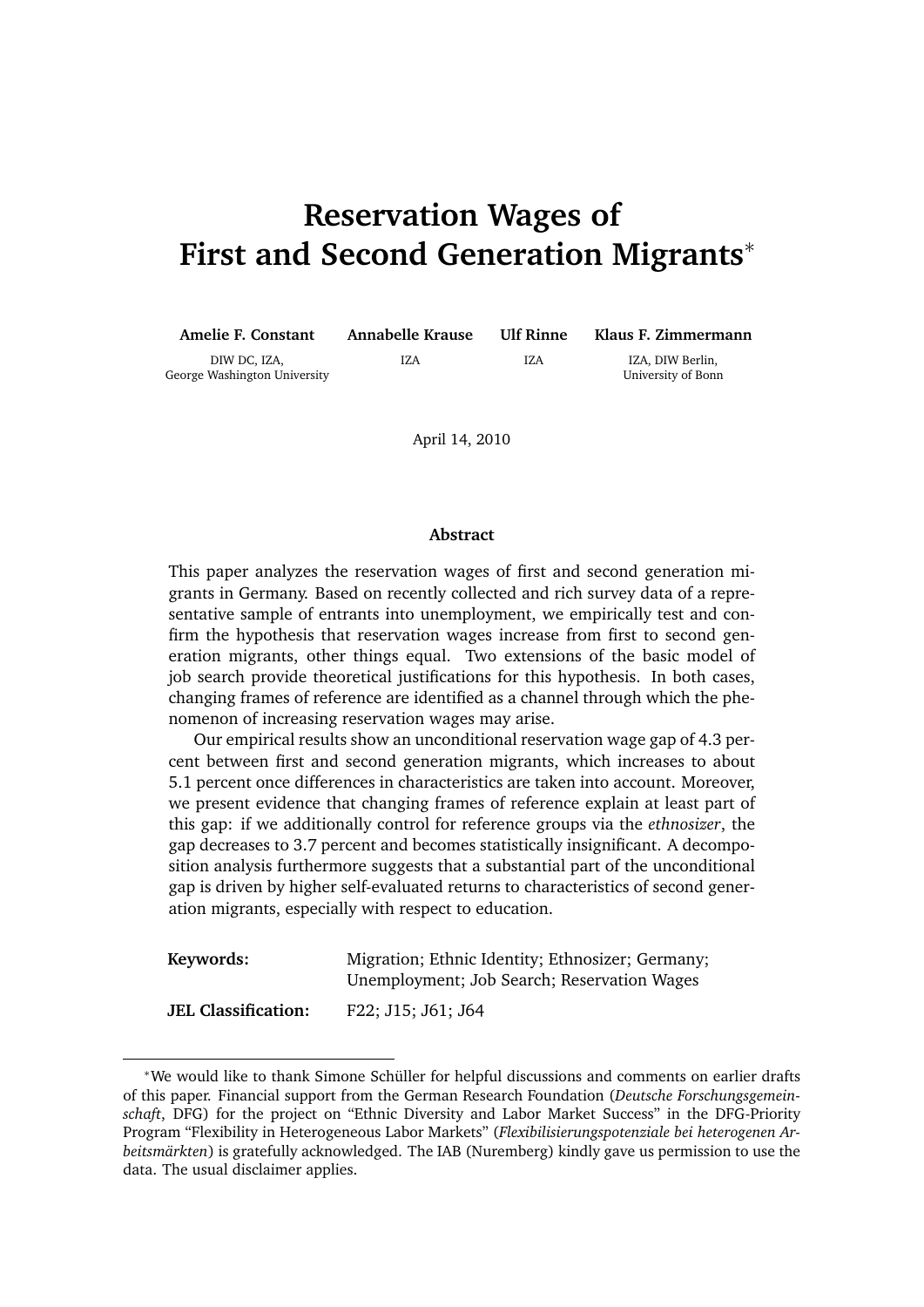# Reservation Wages of First and Second Generation Migrants*

**Amelie F. Constant**
DIW DC, IZA,
George Washington University

**Annabelle Krause**
IZA

**Ulf Rinne**
IZA

**Klaus F. Zimmermann**
IZA, DIW Berlin,
University of Bonn

April 14, 2010

### Abstract

This paper analyzes the reservation wages of first and second generation migrants in Germany. Based on recently collected and rich survey data of a representative sample of entrants into unemployment, we empirically test and confirm the hypothesis that reservation wages increase from first to second generation migrants, other things equal. Two extensions of the basic model of job search provide theoretical justifications for this hypothesis. In both cases, changing frames of reference are identified as a channel through which the phenomenon of increasing reservation wages may arise.

Our empirical results show an unconditional reservation wage gap of 4.3 percent between first and second generation migrants, which increases to about 5.1 percent once differences in characteristics are taken into account. Moreover, we present evidence that changing frames of reference explain at least part of this gap: if we additionally control for reference groups via the *ethnosizer*, the gap decreases to 3.7 percent and becomes statistically insignificant. A decomposition analysis furthermore suggests that a substantial part of the unconditional gap is driven by higher self-evaluated returns to characteristics of second generation migrants, especially with respect to education.

**Keywords:** Migration; Ethnic Identity; Ethnosizer; Germany; Unemployment; Job Search; Reservation Wages

**JEL Classification:** F22; J15; J61; J64

*We would like to thank Simone Schüller for helpful discussions and comments on earlier drafts of this paper. Financial support from the German Research Foundation (*Deutsche Forschungsgemeinschaft*, DFG) for the project on "Ethnic Diversity and Labor Market Success" in the DFG-Priority Program "Flexibility in Heterogeneous Labor Markets" (*Flexibilisierungspotenziale bei heterogenen Arbeitsmärkten*) is gratefully acknowledged. The IAB (Nuremberg) kindly gave us permission to use the data. The usual disclaimer applies.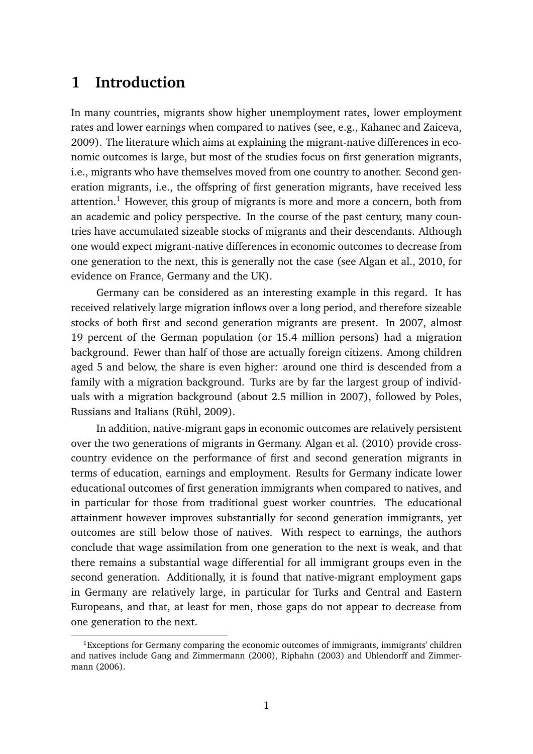# 1 Introduction

In many countries, migrants show higher unemployment rates, lower employment rates and lower earnings when compared to natives (see, e.g., Kahanec and Zaiceva, 2009). The literature which aims at explaining the migrant-native differences in economic outcomes is large, but most of the studies focus on first generation migrants, i.e., migrants who have themselves moved from one country to another. Second generation migrants, i.e., the offspring of first generation migrants, have received less attention.[1] However, this group of migrants is more and more a concern, both from an academic and policy perspective. In the course of the past century, many countries have accumulated sizeable stocks of migrants and their descendants. Although one would expect migrant-native differences in economic outcomes to decrease from one generation to the next, this is generally not the case (see Algan et al., 2010, for evidence on France, Germany and the UK).

Germany can be considered as an interesting example in this regard. It has received relatively large migration inflows over a long period, and therefore sizeable stocks of both first and second generation migrants are present. In 2007, almost 19 percent of the German population (or 15.4 million persons) had a migration background. Fewer than half of those are actually foreign citizens. Among children aged 5 and below, the share is even higher: around one third is descended from a family with a migration background. Turks are by far the largest group of individuals with a migration background (about 2.5 million in 2007), followed by Poles, Russians and Italians (Rühl, 2009).

In addition, native-migrant gaps in economic outcomes are relatively persistent over the two generations of migrants in Germany. Algan et al. (2010) provide cross-country evidence on the performance of first and second generation migrants in terms of education, earnings and employment. Results for Germany indicate lower educational outcomes of first generation immigrants when compared to natives, and in particular for those from traditional guest worker countries. The educational attainment however improves substantially for second generation immigrants, yet outcomes are still below those of natives. With respect to earnings, the authors conclude that wage assimilation from one generation to the next is weak, and that there remains a substantial wage differential for all immigrant groups even in the second generation. Additionally, it is found that native-migrant employment gaps in Germany are relatively large, in particular for Turks and Central and Eastern Europeans, and that, at least for men, those gaps do not appear to decrease from one generation to the next.

[1] Exceptions for Germany comparing the economic outcomes of immigrants, immigrants' children and natives include Gang and Zimmermann (2000), Riphahn (2003) and Uhlendorff and Zimmermann (2006).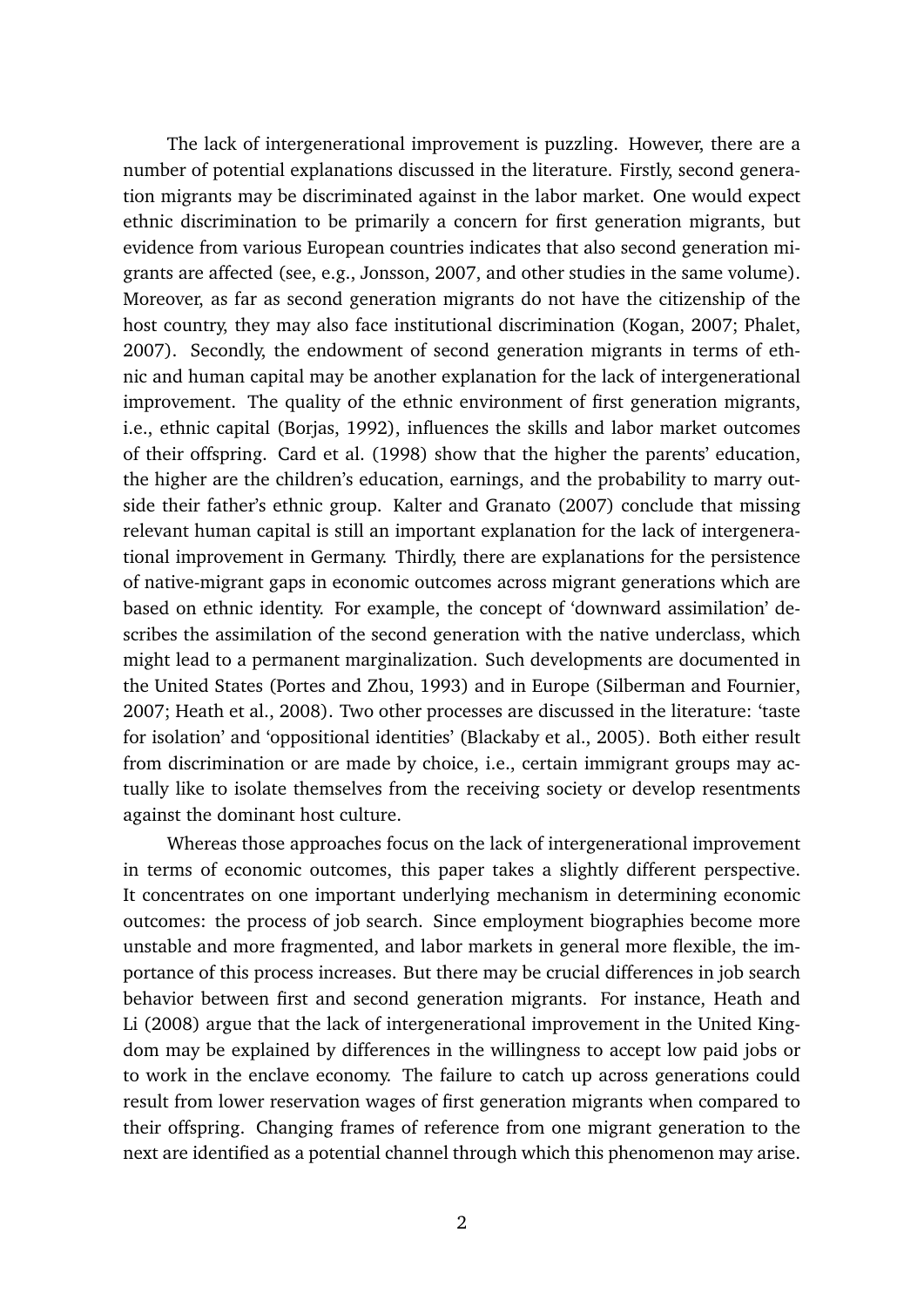The lack of intergenerational improvement is puzzling. However, there are a number of potential explanations discussed in the literature. Firstly, second generation migrants may be discriminated against in the labor market. One would expect ethnic discrimination to be primarily a concern for first generation migrants, but evidence from various European countries indicates that also second generation migrants are affected (see, e.g., Jonsson, 2007, and other studies in the same volume). Moreover, as far as second generation migrants do not have the citizenship of the host country, they may also face institutional discrimination (Kogan, 2007; Phalet, 2007). Secondly, the endowment of second generation migrants in terms of ethnic and human capital may be another explanation for the lack of intergenerational improvement. The quality of the ethnic environment of first generation migrants, i.e., ethnic capital (Borjas, 1992), influences the skills and labor market outcomes of their offspring. Card et al. (1998) show that the higher the parents' education, the higher are the children's education, earnings, and the probability to marry outside their father's ethnic group. Kalter and Granato (2007) conclude that missing relevant human capital is still an important explanation for the lack of intergenerational improvement in Germany. Thirdly, there are explanations for the persistence of native-migrant gaps in economic outcomes across migrant generations which are based on ethnic identity. For example, the concept of 'downward assimilation' describes the assimilation of the second generation with the native underclass, which might lead to a permanent marginalization. Such developments are documented in the United States (Portes and Zhou, 1993) and in Europe (Silberman and Fournier, 2007; Heath et al., 2008). Two other processes are discussed in the literature: 'taste for isolation' and 'oppositional identities' (Blackaby et al., 2005). Both either result from discrimination or are made by choice, i.e., certain immigrant groups may actually like to isolate themselves from the receiving society or develop resentments against the dominant host culture.

Whereas those approaches focus on the lack of intergenerational improvement in terms of economic outcomes, this paper takes a slightly different perspective. It concentrates on one important underlying mechanism in determining economic outcomes: the process of job search. Since employment biographies become more unstable and more fragmented, and labor markets in general more flexible, the importance of this process increases. But there may be crucial differences in job search behavior between first and second generation migrants. For instance, Heath and Li (2008) argue that the lack of intergenerational improvement in the United Kingdom may be explained by differences in the willingness to accept low paid jobs or to work in the enclave economy. The failure to catch up across generations could result from lower reservation wages of first generation migrants when compared to their offspring. Changing frames of reference from one migrant generation to the next are identified as a potential channel through which this phenomenon may arise.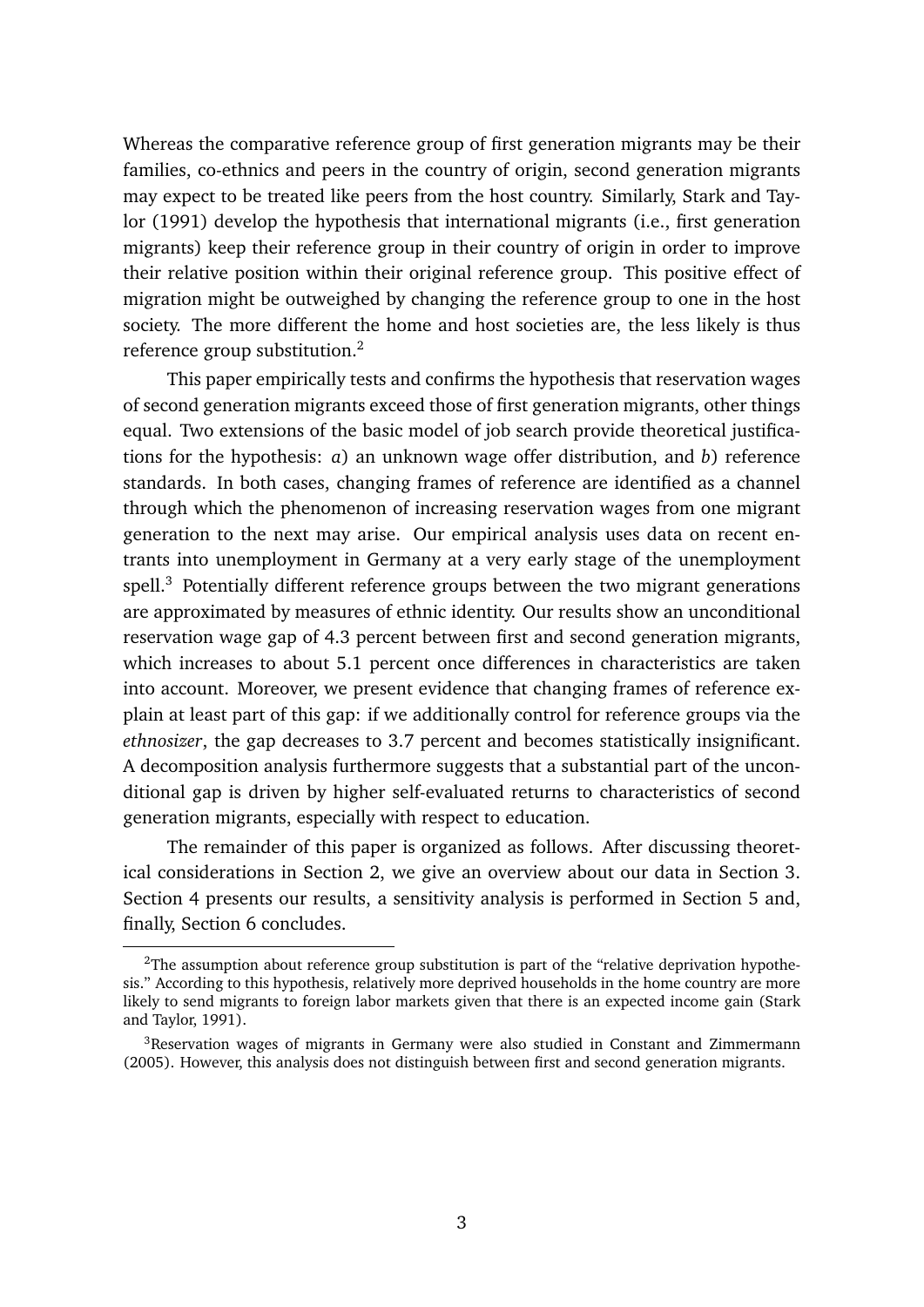Whereas the comparative reference group of first generation migrants may be their families, co-ethnics and peers in the country of origin, second generation migrants may expect to be treated like peers from the host country. Similarly, Stark and Taylor (1991) develop the hypothesis that international migrants (i.e., first generation migrants) keep their reference group in their country of origin in order to improve their relative position within their original reference group. This positive effect of migration might be outweighed by changing the reference group to one in the host society. The more different the home and host societies are, the less likely is thus reference group substitution.[2]

This paper empirically tests and confirms the hypothesis that reservation wages of second generation migrants exceed those of first generation migrants, other things equal. Two extensions of the basic model of job search provide theoretical justifications for the hypothesis: *a*) an unknown wage offer distribution, and *b*) reference standards. In both cases, changing frames of reference are identified as a channel through which the phenomenon of increasing reservation wages from one migrant generation to the next may arise. Our empirical analysis uses data on recent entrants into unemployment in Germany at a very early stage of the unemployment spell.[3] Potentially different reference groups between the two migrant generations are approximated by measures of ethnic identity. Our results show an unconditional reservation wage gap of 4.3 percent between first and second generation migrants, which increases to about 5.1 percent once differences in characteristics are taken into account. Moreover, we present evidence that changing frames of reference explain at least part of this gap: if we additionally control for reference groups via the *ethnosizer*, the gap decreases to 3.7 percent and becomes statistically insignificant. A decomposition analysis furthermore suggests that a substantial part of the unconditional gap is driven by higher self-evaluated returns to characteristics of second generation migrants, especially with respect to education.

The remainder of this paper is organized as follows. After discussing theoretical considerations in Section 2, we give an overview about our data in Section 3. Section 4 presents our results, a sensitivity analysis is performed in Section 5 and, finally, Section 6 concludes.

[2] The assumption about reference group substitution is part of the "relative deprivation hypothesis." According to this hypothesis, relatively more deprived households in the home country are more likely to send migrants to foreign labor markets given that there is an expected income gain (Stark and Taylor, 1991).

[3] Reservation wages of migrants in Germany were also studied in Constant and Zimmermann (2005). However, this analysis does not distinguish between first and second generation migrants.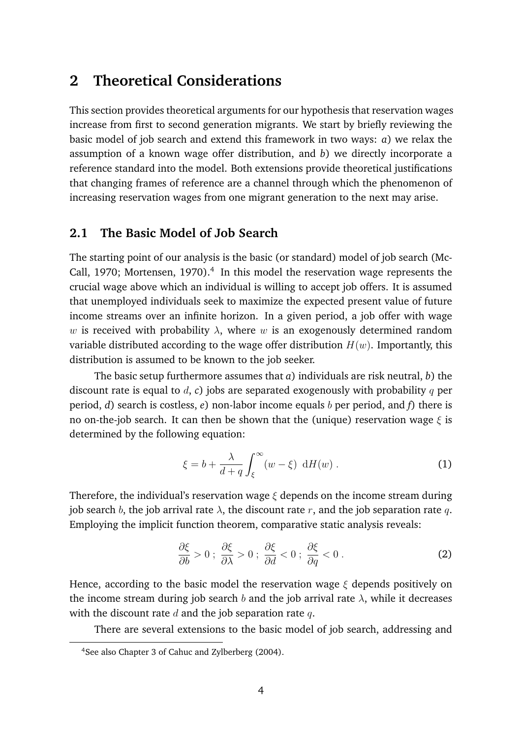## 2 Theoretical Considerations

This section provides theoretical arguments for our hypothesis that reservation wages increase from first to second generation migrants. We start by briefly reviewing the basic model of job search and extend this framework in two ways: *a*) we relax the assumption of a known wage offer distribution, and *b*) we directly incorporate a reference standard into the model. Both extensions provide theoretical justifications that changing frames of reference are a channel through which the phenomenon of increasing reservation wages from one migrant generation to the next may arise.

### 2.1 The Basic Model of Job Search

The starting point of our analysis is the basic (or standard) model of job search (McCall, 1970; Mortensen, 1970).[4] In this model the reservation wage represents the crucial wage above which an individual is willing to accept job offers. It is assumed that unemployed individuals seek to maximize the expected present value of future income streams over an infinite horizon. In a given period, a job offer with wage $w$ is received with probability $\lambda$, where $w$ is an exogenously determined random variable distributed according to the wage offer distribution $H(w)$. Importantly, this distribution is assumed to be known to the job seeker.

The basic setup furthermore assumes that *a*) individuals are risk neutral, *b*) the discount rate is equal to $d$, *c*) jobs are separated exogenously with probability $q$ per period, *d*) search is costless, *e*) non-labor income equals $b$ per period, and *f*) there is no on-the-job search. It can then be shown that the (unique) reservation wage $\xi$ is determined by the following equation:

$$\xi = b + \frac{\lambda}{d+q} \int_{\xi}^{\infty} (w - \xi) \; \mathrm{d}H(w) \, . \tag{1}$$

Therefore, the individual's reservation wage $\xi$ depends on the income stream during job search $b$, the job arrival rate $\lambda$, the discount rate $r$, and the job separation rate $q$. Employing the implicit function theorem, comparative static analysis reveals:

$$\frac{\partial \xi}{\partial b} > 0 \; ; \; \frac{\partial \xi}{\partial \lambda} > 0 \; ; \; \frac{\partial \xi}{\partial d} < 0 \; ; \; \frac{\partial \xi}{\partial q} < 0 \, . \tag{2}$$

Hence, according to the basic model the reservation wage $\xi$ depends positively on the income stream during job search $b$ and the job arrival rate $\lambda$, while it decreases with the discount rate $d$ and the job separation rate $q$.

There are several extensions to the basic model of job search, addressing and

[4] See also Chapter 3 of Cahuc and Zylberberg (2004).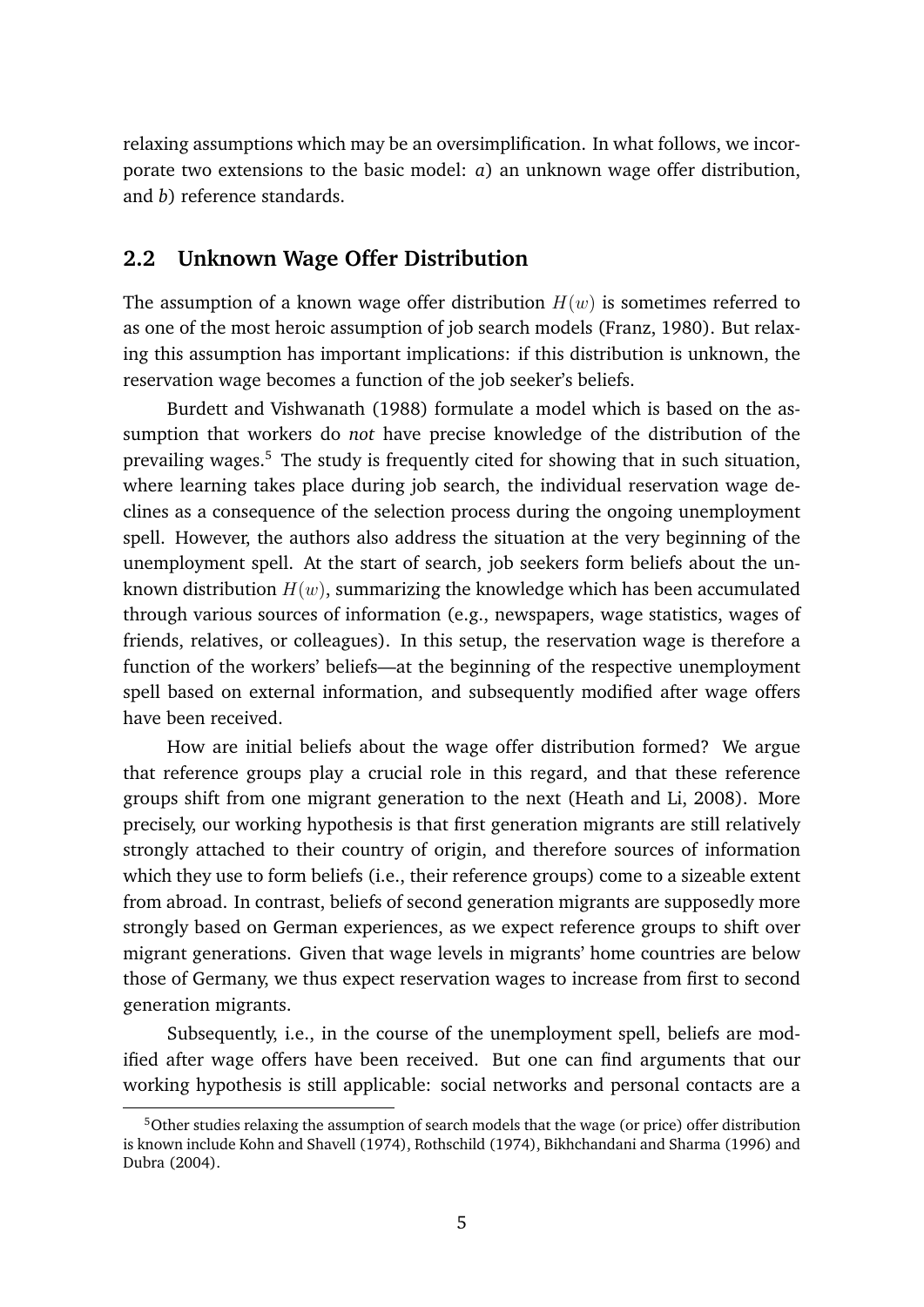relaxing assumptions which may be an oversimplification. In what follows, we incorporate two extensions to the basic model: *a*) an unknown wage offer distribution, and *b*) reference standards.

## 2.2 Unknown Wage Offer Distribution

The assumption of a known wage offer distribution $H(w)$ is sometimes referred to as one of the most heroic assumption of job search models (Franz, 1980). But relaxing this assumption has important implications: if this distribution is unknown, the reservation wage becomes a function of the job seeker's beliefs.

Burdett and Vishwanath (1988) formulate a model which is based on the assumption that workers do *not* have precise knowledge of the distribution of the prevailing wages.[5] The study is frequently cited for showing that in such situation, where learning takes place during job search, the individual reservation wage declines as a consequence of the selection process during the ongoing unemployment spell. However, the authors also address the situation at the very beginning of the unemployment spell. At the start of search, job seekers form beliefs about the unknown distribution $H(w)$, summarizing the knowledge which has been accumulated through various sources of information (e.g., newspapers, wage statistics, wages of friends, relatives, or colleagues). In this setup, the reservation wage is therefore a function of the workers' beliefs—at the beginning of the respective unemployment spell based on external information, and subsequently modified after wage offers have been received.

How are initial beliefs about the wage offer distribution formed? We argue that reference groups play a crucial role in this regard, and that these reference groups shift from one migrant generation to the next (Heath and Li, 2008). More precisely, our working hypothesis is that first generation migrants are still relatively strongly attached to their country of origin, and therefore sources of information which they use to form beliefs (i.e., their reference groups) come to a sizeable extent from abroad. In contrast, beliefs of second generation migrants are supposedly more strongly based on German experiences, as we expect reference groups to shift over migrant generations. Given that wage levels in migrants' home countries are below those of Germany, we thus expect reservation wages to increase from first to second generation migrants.

Subsequently, i.e., in the course of the unemployment spell, beliefs are modified after wage offers have been received. But one can find arguments that our working hypothesis is still applicable: social networks and personal contacts are a

[5] Other studies relaxing the assumption of search models that the wage (or price) offer distribution is known include Kohn and Shavell (1974), Rothschild (1974), Bikhchandani and Sharma (1996) and Dubra (2004).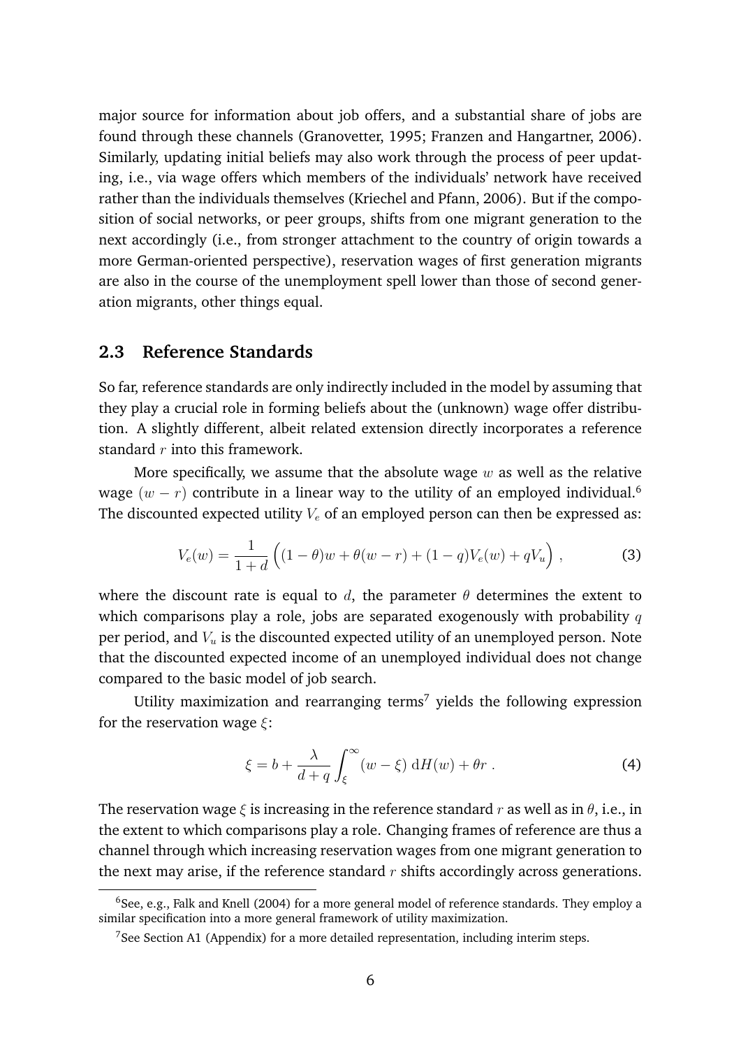major source for information about job offers, and a substantial share of jobs are found through these channels (Granovetter, 1995; Franzen and Hangartner, 2006). Similarly, updating initial beliefs may also work through the process of peer updating, i.e., via wage offers which members of the individuals' network have received rather than the individuals themselves (Kriechel and Pfann, 2006). But if the composition of social networks, or peer groups, shifts from one migrant generation to the next accordingly (i.e., from stronger attachment to the country of origin towards a more German-oriented perspective), reservation wages of first generation migrants are also in the course of the unemployment spell lower than those of second generation migrants, other things equal.

## 2.3 Reference Standards

So far, reference standards are only indirectly included in the model by assuming that they play a crucial role in forming beliefs about the (unknown) wage offer distribution. A slightly different, albeit related extension directly incorporates a reference standard $r$ into this framework.

More specifically, we assume that the absolute wage $w$ as well as the relative wage $(w - r)$ contribute in a linear way to the utility of an employed individual.[6] The discounted expected utility $V_e$ of an employed person can then be expressed as:

$$V_e(w) = \frac{1}{1+d}\Big((1-\theta)w + \theta(w-r) + (1-q)V_e(w) + qV_u\Big)\,, \tag{3}$$

where the discount rate is equal to $d$, the parameter $\theta$ determines the extent to which comparisons play a role, jobs are separated exogenously with probability $q$ per period, and $V_u$ is the discounted expected utility of an unemployed person. Note that the discounted expected income of an unemployed individual does not change compared to the basic model of job search.

Utility maximization and rearranging terms[7] yields the following expression for the reservation wage $\xi$:

$$\xi = b + \frac{\lambda}{d+q}\int_{\xi}^{\infty}(w-\xi)\,\mathrm{d}H(w) + \theta r\,. \tag{4}$$

The reservation wage $\xi$ is increasing in the reference standard $r$ as well as in $\theta$, i.e., in the extent to which comparisons play a role. Changing frames of reference are thus a channel through which increasing reservation wages from one migrant generation to the next may arise, if the reference standard $r$ shifts accordingly across generations.

[6] See, e.g., Falk and Knell (2004) for a more general model of reference standards. They employ a similar specification into a more general framework of utility maximization.

[7] See Section A1 (Appendix) for a more detailed representation, including interim steps.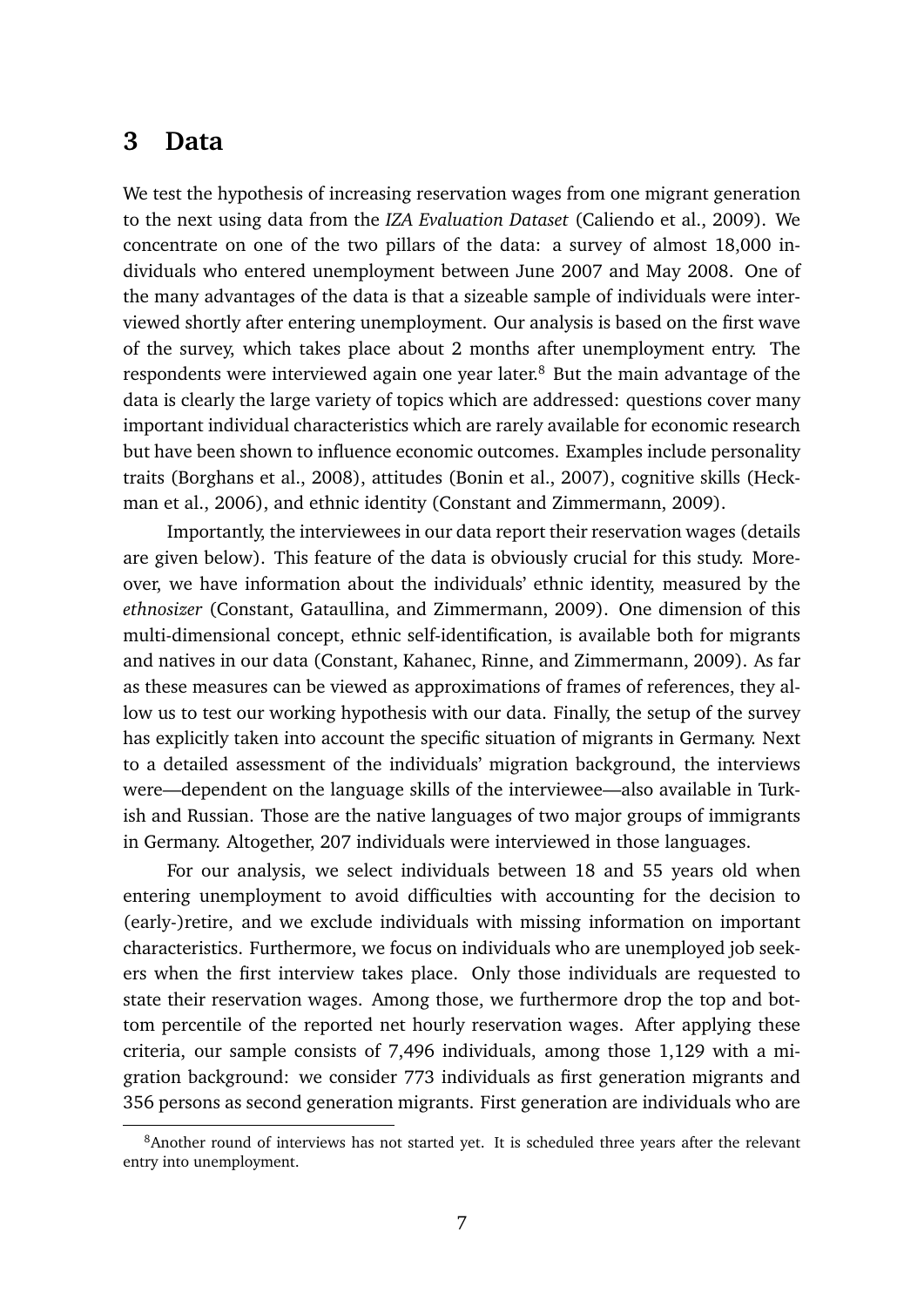## 3 Data

We test the hypothesis of increasing reservation wages from one migrant generation to the next using data from the *IZA Evaluation Dataset* (Caliendo et al., 2009). We concentrate on one of the two pillars of the data: a survey of almost 18,000 individuals who entered unemployment between June 2007 and May 2008. One of the many advantages of the data is that a sizeable sample of individuals were interviewed shortly after entering unemployment. Our analysis is based on the first wave of the survey, which takes place about 2 months after unemployment entry. The respondents were interviewed again one year later.[8] But the main advantage of the data is clearly the large variety of topics which are addressed: questions cover many important individual characteristics which are rarely available for economic research but have been shown to influence economic outcomes. Examples include personality traits (Borghans et al., 2008), attitudes (Bonin et al., 2007), cognitive skills (Heckman et al., 2006), and ethnic identity (Constant and Zimmermann, 2009).

Importantly, the interviewees in our data report their reservation wages (details are given below). This feature of the data is obviously crucial for this study. Moreover, we have information about the individuals' ethnic identity, measured by the *ethnosizer* (Constant, Gataullina, and Zimmermann, 2009). One dimension of this multi-dimensional concept, ethnic self-identification, is available both for migrants and natives in our data (Constant, Kahanec, Rinne, and Zimmermann, 2009). As far as these measures can be viewed as approximations of frames of references, they allow us to test our working hypothesis with our data. Finally, the setup of the survey has explicitly taken into account the specific situation of migrants in Germany. Next to a detailed assessment of the individuals' migration background, the interviews were—dependent on the language skills of the interviewee—also available in Turkish and Russian. Those are the native languages of two major groups of immigrants in Germany. Altogether, 207 individuals were interviewed in those languages.

For our analysis, we select individuals between 18 and 55 years old when entering unemployment to avoid difficulties with accounting for the decision to (early-)retire, and we exclude individuals with missing information on important characteristics. Furthermore, we focus on individuals who are unemployed job seekers when the first interview takes place. Only those individuals are requested to state their reservation wages. Among those, we furthermore drop the top and bottom percentile of the reported net hourly reservation wages. After applying these criteria, our sample consists of 7,496 individuals, among those 1,129 with a migration background: we consider 773 individuals as first generation migrants and 356 persons as second generation migrants. First generation are individuals who are

[8] Another round of interviews has not started yet. It is scheduled three years after the relevant entry into unemployment.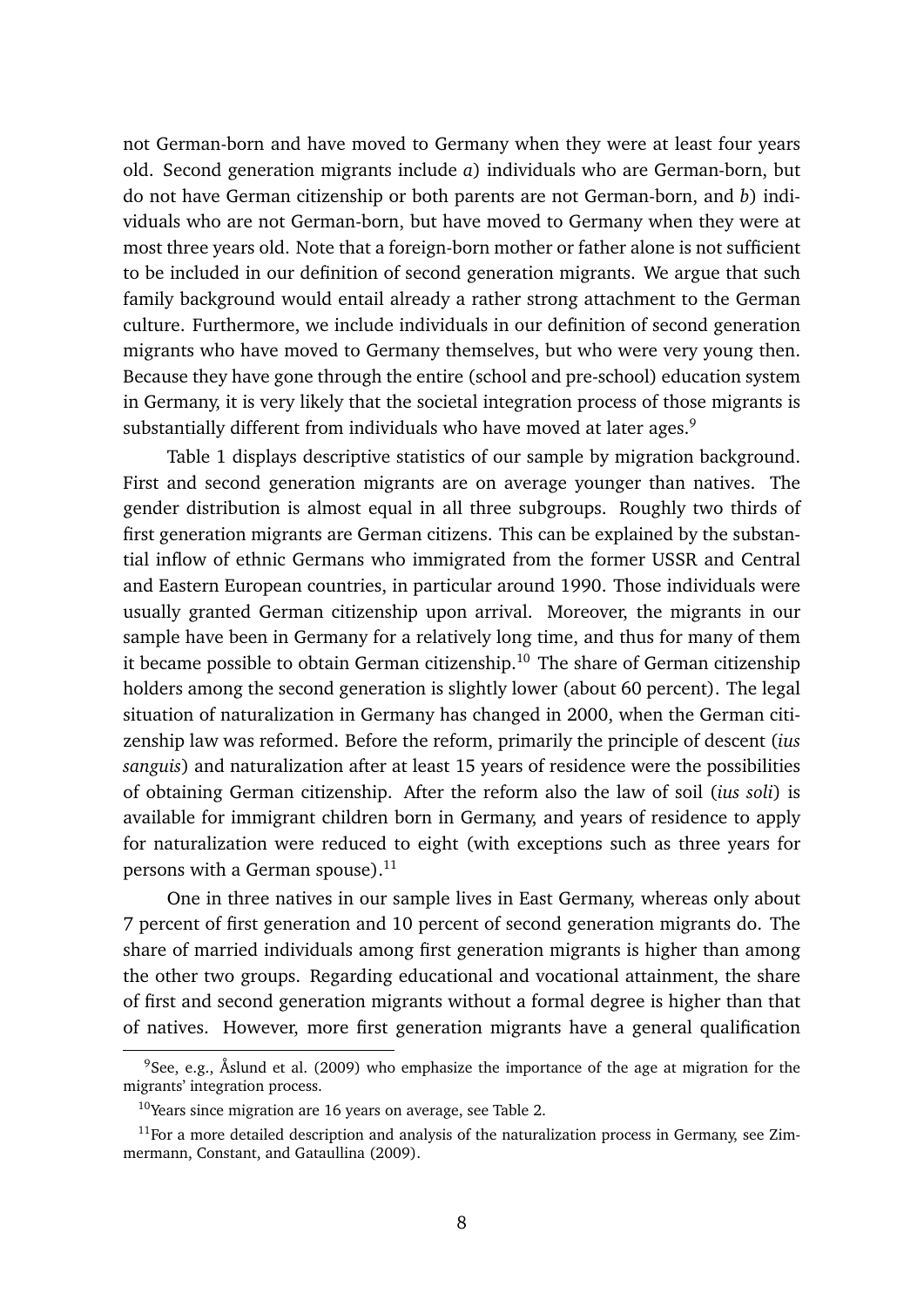not German-born and have moved to Germany when they were at least four years old. Second generation migrants include *a*) individuals who are German-born, but do not have German citizenship or both parents are not German-born, and *b*) individuals who are not German-born, but have moved to Germany when they were at most three years old. Note that a foreign-born mother or father alone is not sufficient to be included in our definition of second generation migrants. We argue that such family background would entail already a rather strong attachment to the German culture. Furthermore, we include individuals in our definition of second generation migrants who have moved to Germany themselves, but who were very young then. Because they have gone through the entire (school and pre-school) education system in Germany, it is very likely that the societal integration process of those migrants is substantially different from individuals who have moved at later ages.[9]

Table 1 displays descriptive statistics of our sample by migration background. First and second generation migrants are on average younger than natives. The gender distribution is almost equal in all three subgroups. Roughly two thirds of first generation migrants are German citizens. This can be explained by the substantial inflow of ethnic Germans who immigrated from the former USSR and Central and Eastern European countries, in particular around 1990. Those individuals were usually granted German citizenship upon arrival. Moreover, the migrants in our sample have been in Germany for a relatively long time, and thus for many of them it became possible to obtain German citizenship.[10] The share of German citizenship holders among the second generation is slightly lower (about 60 percent). The legal situation of naturalization in Germany has changed in 2000, when the German citizenship law was reformed. Before the reform, primarily the principle of descent (*ius sanguis*) and naturalization after at least 15 years of residence were the possibilities of obtaining German citizenship. After the reform also the law of soil (*ius soli*) is available for immigrant children born in Germany, and years of residence to apply for naturalization were reduced to eight (with exceptions such as three years for persons with a German spouse).[11]

One in three natives in our sample lives in East Germany, whereas only about 7 percent of first generation and 10 percent of second generation migrants do. The share of married individuals among first generation migrants is higher than among the other two groups. Regarding educational and vocational attainment, the share of first and second generation migrants without a formal degree is higher than that of natives. However, more first generation migrants have a general qualification

[9] See, e.g., Åslund et al. (2009) who emphasize the importance of the age at migration for the migrants' integration process.

[10] Years since migration are 16 years on average, see Table 2.

[11] For a more detailed description and analysis of the naturalization process in Germany, see Zimmermann, Constant, and Gataullina (2009).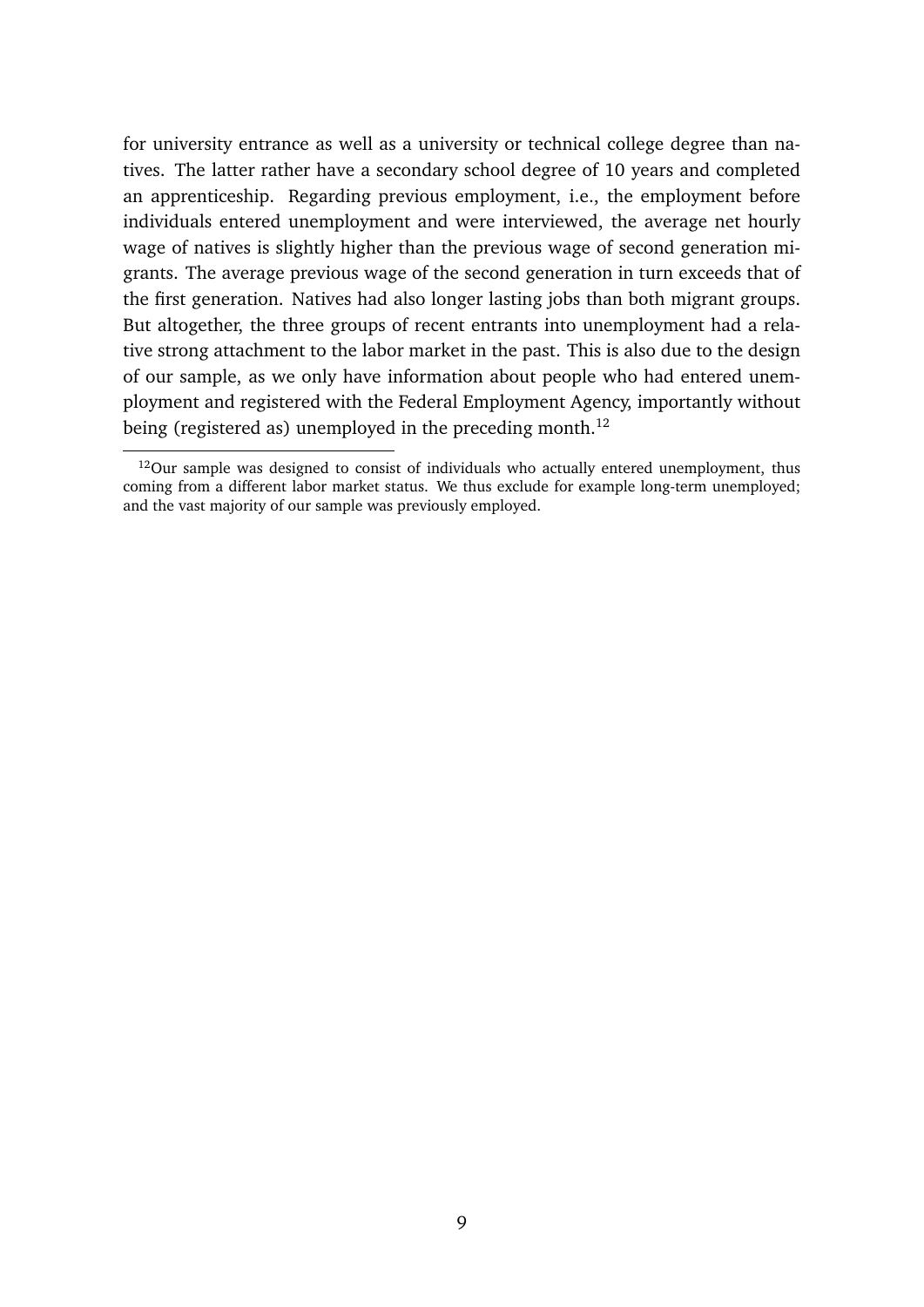for university entrance as well as a university or technical college degree than natives. The latter rather have a secondary school degree of 10 years and completed an apprenticeship. Regarding previous employment, i.e., the employment before individuals entered unemployment and were interviewed, the average net hourly wage of natives is slightly higher than the previous wage of second generation migrants. The average previous wage of the second generation in turn exceeds that of the first generation. Natives had also longer lasting jobs than both migrant groups. But altogether, the three groups of recent entrants into unemployment had a relative strong attachment to the labor market in the past. This is also due to the design of our sample, as we only have information about people who had entered unemployment and registered with the Federal Employment Agency, importantly without being (registered as) unemployed in the preceding month.[12]

[12]Our sample was designed to consist of individuals who actually entered unemployment, thus coming from a different labor market status. We thus exclude for example long-term unemployed; and the vast majority of our sample was previously employed.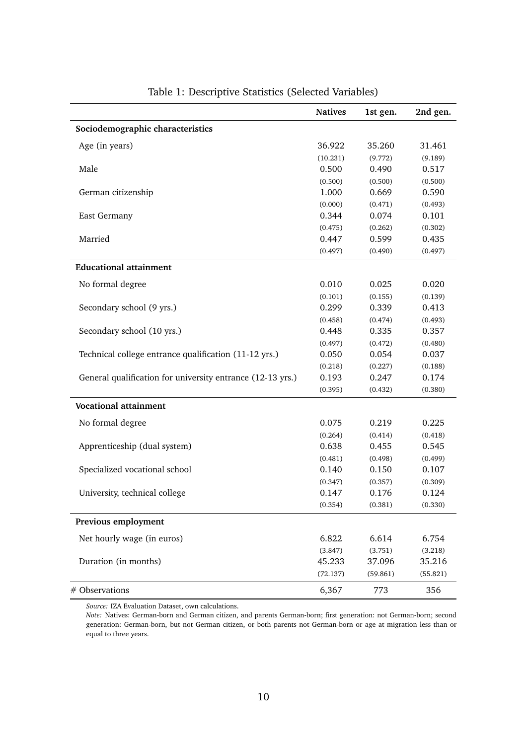Table 1: Descriptive Statistics (Selected Variables)

| | **Natives** | **1st gen.** | **2nd gen.** |
|---|---|---|---|
| **Sociodemographic characteristics** | | | |
| Age (in years) | 36.922 | 35.260 | 31.461 |
| | (10.231) | (9.772) | (9.189) |
| Male | 0.500 | 0.490 | 0.517 |
| | (0.500) | (0.500) | (0.500) |
| German citizenship | 1.000 | 0.669 | 0.590 |
| | (0.000) | (0.471) | (0.493) |
| East Germany | 0.344 | 0.074 | 0.101 |
| | (0.475) | (0.262) | (0.302) |
| Married | 0.447 | 0.599 | 0.435 |
| | (0.497) | (0.490) | (0.497) |
| **Educational attainment** | | | |
| No formal degree | 0.010 | 0.025 | 0.020 |
| | (0.101) | (0.155) | (0.139) |
| Secondary school (9 yrs.) | 0.299 | 0.339 | 0.413 |
| | (0.458) | (0.474) | (0.493) |
| Secondary school (10 yrs.) | 0.448 | 0.335 | 0.357 |
| | (0.497) | (0.472) | (0.480) |
| Technical college entrance qualification (11-12 yrs.) | 0.050 | 0.054 | 0.037 |
| | (0.218) | (0.227) | (0.188) |
| General qualification for university entrance (12-13 yrs.) | 0.193 | 0.247 | 0.174 |
| | (0.395) | (0.432) | (0.380) |
| **Vocational attainment** | | | |
| No formal degree | 0.075 | 0.219 | 0.225 |
| | (0.264) | (0.414) | (0.418) |
| Apprenticeship (dual system) | 0.638 | 0.455 | 0.545 |
| | (0.481) | (0.498) | (0.499) |
| Specialized vocational school | 0.140 | 0.150 | 0.107 |
| | (0.347) | (0.357) | (0.309) |
| University, technical college | 0.147 | 0.176 | 0.124 |
| | (0.354) | (0.381) | (0.330) |
| **Previous employment** | | | |
| Net hourly wage (in euros) | 6.822 | 6.614 | 6.754 |
| | (3.847) | (3.751) | (3.218) |
| Duration (in months) | 45.233 | 37.096 | 35.216 |
| | (72.137) | (59.861) | (55.821) |
| # Observations | 6,367 | 773 | 356 |

*Source:* IZA Evaluation Dataset, own calculations.
*Note:* Natives: German-born and German citizen, and parents German-born; first generation: not German-born; second generation: German-born, but not German citizen, or both parents not German-born or age at migration less than or equal to three years.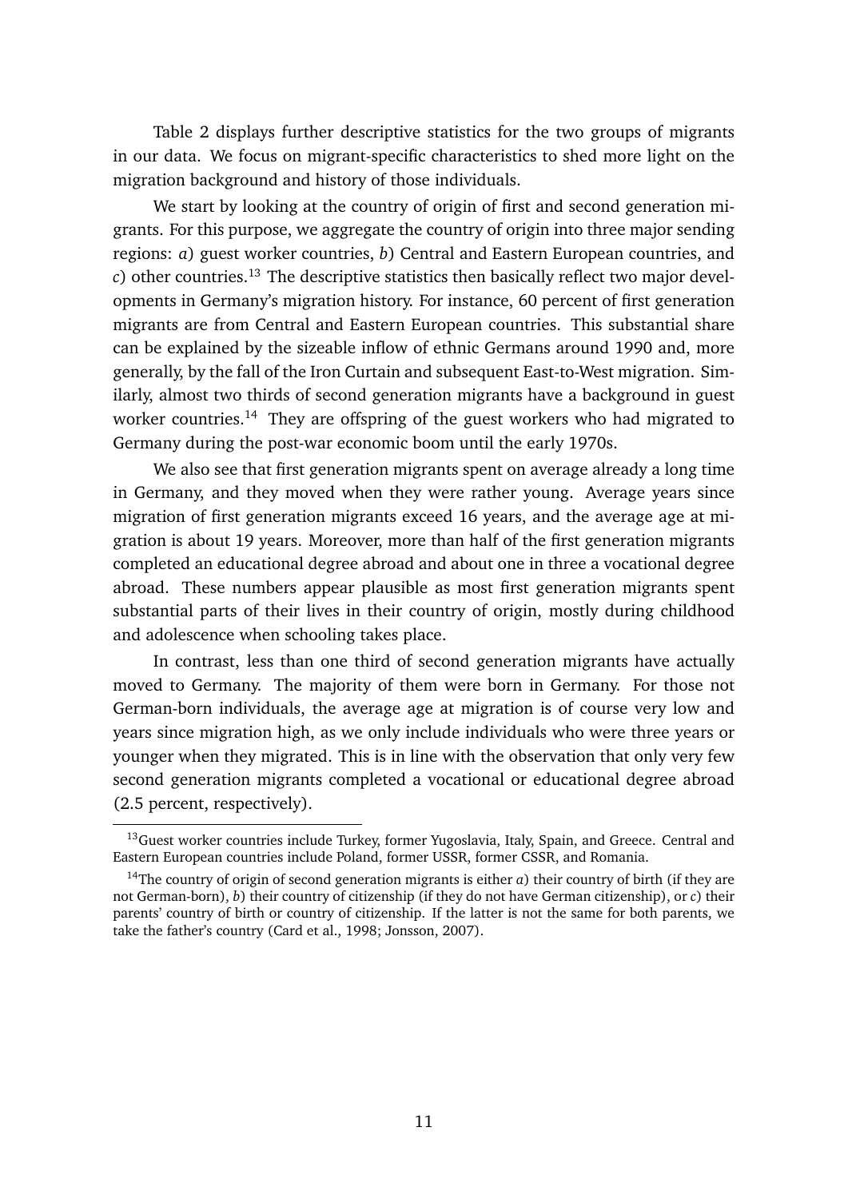Table 2 displays further descriptive statistics for the two groups of migrants in our data. We focus on migrant-specific characteristics to shed more light on the migration background and history of those individuals.

We start by looking at the country of origin of first and second generation migrants. For this purpose, we aggregate the country of origin into three major sending regions: *a*) guest worker countries, *b*) Central and Eastern European countries, and *c*) other countries.[13] The descriptive statistics then basically reflect two major developments in Germany's migration history. For instance, 60 percent of first generation migrants are from Central and Eastern European countries. This substantial share can be explained by the sizeable inflow of ethnic Germans around 1990 and, more generally, by the fall of the Iron Curtain and subsequent East-to-West migration. Similarly, almost two thirds of second generation migrants have a background in guest worker countries.[14] They are offspring of the guest workers who had migrated to Germany during the post-war economic boom until the early 1970s.

We also see that first generation migrants spent on average already a long time in Germany, and they moved when they were rather young. Average years since migration of first generation migrants exceed 16 years, and the average age at migration is about 19 years. Moreover, more than half of the first generation migrants completed an educational degree abroad and about one in three a vocational degree abroad. These numbers appear plausible as most first generation migrants spent substantial parts of their lives in their country of origin, mostly during childhood and adolescence when schooling takes place.

In contrast, less than one third of second generation migrants have actually moved to Germany. The majority of them were born in Germany. For those not German-born individuals, the average age at migration is of course very low and years since migration high, as we only include individuals who were three years or younger when they migrated. This is in line with the observation that only very few second generation migrants completed a vocational or educational degree abroad (2.5 percent, respectively).

[13] Guest worker countries include Turkey, former Yugoslavia, Italy, Spain, and Greece. Central and Eastern European countries include Poland, former USSR, former CSSR, and Romania.

[14] The country of origin of second generation migrants is either *a*) their country of birth (if they are not German-born), *b*) their country of citizenship (if they do not have German citizenship), or *c*) their parents' country of birth or country of citizenship. If the latter is not the same for both parents, we take the father's country (Card et al., 1998; Jonsson, 2007).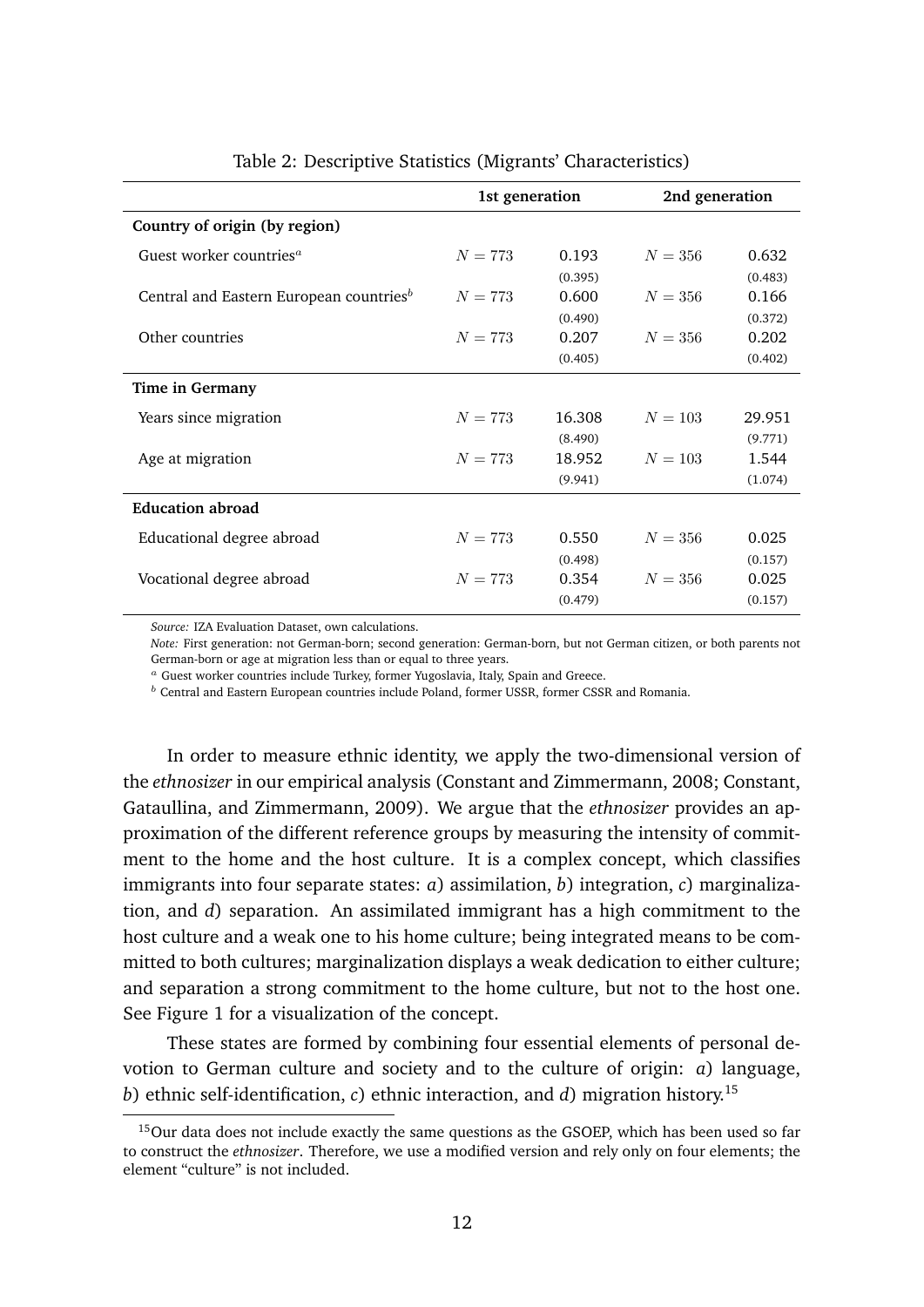Table 2: Descriptive Statistics (Migrants' Characteristics)

| | 1st generation | | 2nd generation | |
|---|---|---|---|---|
| **Country of origin (by region)** | | | | |
| Guest worker countries[a] | $N = 773$ | 0.193 | $N = 356$ | 0.632 |
| | | (0.395) | | (0.483) |
| Central and Eastern European countries[b] | $N = 773$ | 0.600 | $N = 356$ | 0.166 |
| | | (0.490) | | (0.372) |
| Other countries | $N = 773$ | 0.207 | $N = 356$ | 0.202 |
| | | (0.405) | | (0.402) |
| **Time in Germany** | | | | |
| Years since migration | $N = 773$ | 16.308 | $N = 103$ | 29.951 |
| | | (8.490) | | (9.771) |
| Age at migration | $N = 773$ | 18.952 | $N = 103$ | 1.544 |
| | | (9.941) | | (1.074) |
| **Education abroad** | | | | |
| Educational degree abroad | $N = 773$ | 0.550 | $N = 356$ | 0.025 |
| | | (0.498) | | (0.157) |
| Vocational degree abroad | $N = 773$ | 0.354 | $N = 356$ | 0.025 |
| | | (0.479) | | (0.157) |

*Source:* IZA Evaluation Dataset, own calculations.
*Note:* First generation: not German-born; second generation: German-born, but not German citizen, or both parents not German-born or age at migration less than or equal to three years.
[a] Guest worker countries include Turkey, former Yugoslavia, Italy, Spain and Greece.
[b] Central and Eastern European countries include Poland, former USSR, former CSSR and Romania.

In order to measure ethnic identity, we apply the two-dimensional version of the *ethnosizer* in our empirical analysis (Constant and Zimmermann, 2008; Constant, Gataullina, and Zimmermann, 2009). We argue that the *ethnosizer* provides an approximation of the different reference groups by measuring the intensity of commitment to the home and the host culture. It is a complex concept, which classifies immigrants into four separate states: *a*) assimilation, *b*) integration, *c*) marginalization, and *d*) separation. An assimilated immigrant has a high commitment to the host culture and a weak one to his home culture; being integrated means to be committed to both cultures; marginalization displays a weak dedication to either culture; and separation a strong commitment to the home culture, but not to the host one. See Figure 1 for a visualization of the concept.

These states are formed by combining four essential elements of personal devotion to German culture and society and to the culture of origin: *a*) language, *b*) ethnic self-identification, *c*) ethnic interaction, and *d*) migration history.[15]

[15] Our data does not include exactly the same questions as the GSOEP, which has been used so far to construct the *ethnosizer*. Therefore, we use a modified version and rely only on four elements; the element "culture" is not included.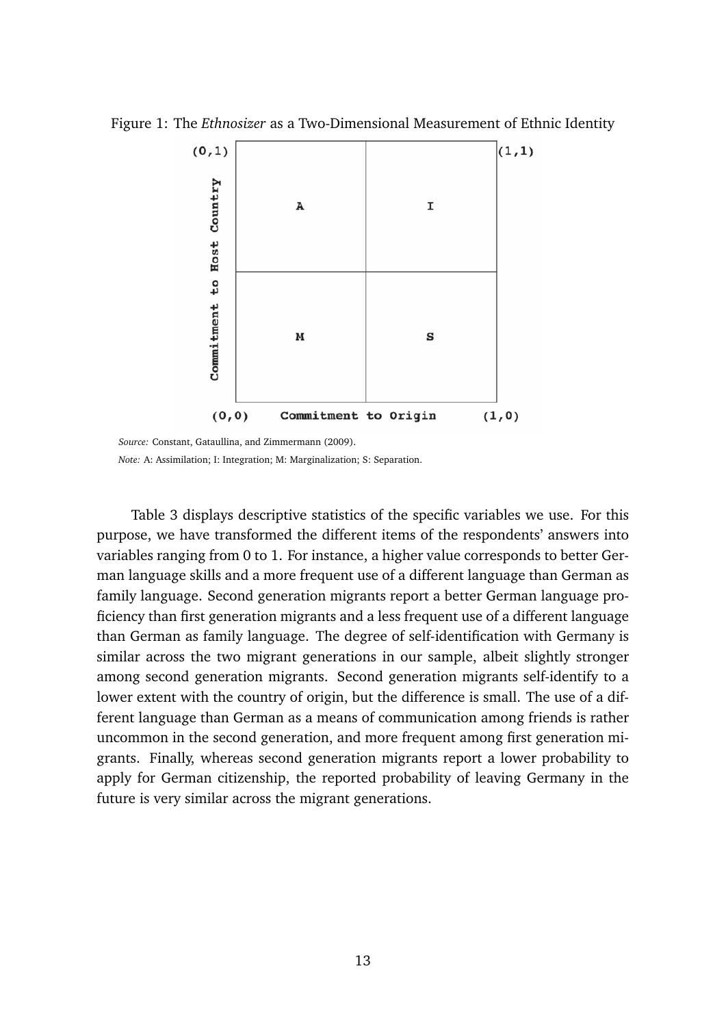Figure 1: The *Ethnosizer* as a Two-Dimensional Measurement of Ethnic Identity

| | Commitment to Origin: low | Commitment to Origin: high |
|---|---|---|
| Commitment to Host Country: high | A | I |
| Commitment to Host Country: low | M | S |

Corners: (0,1), (1,1), (0,0), (1,0).

*Source:* Constant, Gataullina, and Zimmermann (2009).

*Note:* A: Assimilation; I: Integration; M: Marginalization; S: Separation.

Table 3 displays descriptive statistics of the specific variables we use. For this purpose, we have transformed the different items of the respondents' answers into variables ranging from 0 to 1. For instance, a higher value corresponds to better German language skills and a more frequent use of a different language than German as family language. Second generation migrants report a better German language proficiency than first generation migrants and a less frequent use of a different language than German as family language. The degree of self-identification with Germany is similar across the two migrant generations in our sample, albeit slightly stronger among second generation migrants. Second generation migrants self-identify to a lower extent with the country of origin, but the difference is small. The use of a different language than German as a means of communication among friends is rather uncommon in the second generation, and more frequent among first generation migrants. Finally, whereas second generation migrants report a lower probability to apply for German citizenship, the reported probability of leaving Germany in the future is very similar across the migrant generations.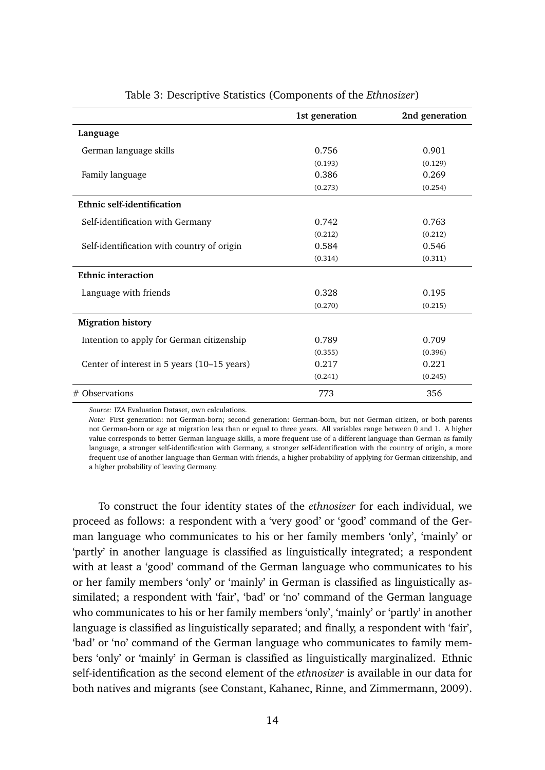Table 3: Descriptive Statistics (Components of the *Ethnosizer*)

| | **1st generation** | **2nd generation** |
|---|---|---|
| **Language** | | |
| German language skills | 0.756 | 0.901 |
| | (0.193) | (0.129) |
| Family language | 0.386 | 0.269 |
| | (0.273) | (0.254) |
| **Ethnic self-identification** | | |
| Self-identification with Germany | 0.742 | 0.763 |
| | (0.212) | (0.212) |
| Self-identification with country of origin | 0.584 | 0.546 |
| | (0.314) | (0.311) |
| **Ethnic interaction** | | |
| Language with friends | 0.328 | 0.195 |
| | (0.270) | (0.215) |
| **Migration history** | | |
| Intention to apply for German citizenship | 0.789 | 0.709 |
| | (0.355) | (0.396) |
| Center of interest in 5 years (10–15 years) | 0.217 | 0.221 |
| | (0.241) | (0.245) |
| # Observations | 773 | 356 |

*Source:* IZA Evaluation Dataset, own calculations.

*Note:* First generation: not German-born; second generation: German-born, but not German citizen, or both parents not German-born or age at migration less than or equal to three years. All variables range between 0 and 1. A higher value corresponds to better German language skills, a more frequent use of a different language than German as family language, a stronger self-identification with Germany, a stronger self-identification with the country of origin, a more frequent use of another language than German with friends, a higher probability of applying for German citizenship, and a higher probability of leaving Germany.

To construct the four identity states of the *ethnosizer* for each individual, we proceed as follows: a respondent with a 'very good' or 'good' command of the German language who communicates to his or her family members 'only', 'mainly' or 'partly' in another language is classified as linguistically integrated; a respondent with at least a 'good' command of the German language who communicates to his or her family members 'only' or 'mainly' in German is classified as linguistically assimilated; a respondent with 'fair', 'bad' or 'no' command of the German language who communicates to his or her family members 'only', 'mainly' or 'partly' in another language is classified as linguistically separated; and finally, a respondent with 'fair', 'bad' or 'no' command of the German language who communicates to family members 'only' or 'mainly' in German is classified as linguistically marginalized. Ethnic self-identification as the second element of the *ethnosizer* is available in our data for both natives and migrants (see Constant, Kahanec, Rinne, and Zimmermann, 2009).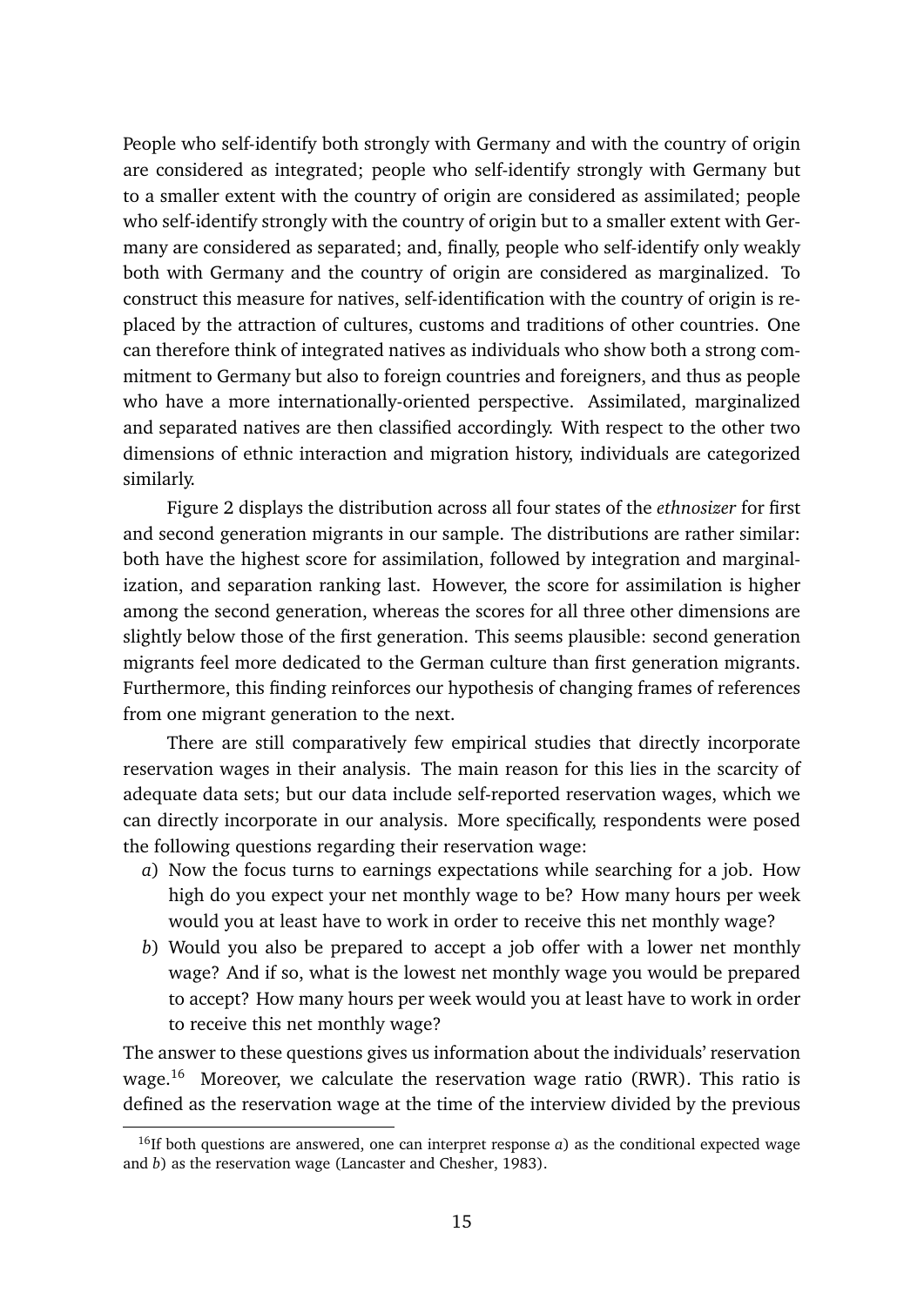People who self-identify both strongly with Germany and with the country of origin are considered as integrated; people who self-identify strongly with Germany but to a smaller extent with the country of origin are considered as assimilated; people who self-identify strongly with the country of origin but to a smaller extent with Germany are considered as separated; and, finally, people who self-identify only weakly both with Germany and the country of origin are considered as marginalized. To construct this measure for natives, self-identification with the country of origin is replaced by the attraction of cultures, customs and traditions of other countries. One can therefore think of integrated natives as individuals who show both a strong commitment to Germany but also to foreign countries and foreigners, and thus as people who have a more internationally-oriented perspective. Assimilated, marginalized and separated natives are then classified accordingly. With respect to the other two dimensions of ethnic interaction and migration history, individuals are categorized similarly.

Figure 2 displays the distribution across all four states of the *ethnosizer* for first and second generation migrants in our sample. The distributions are rather similar: both have the highest score for assimilation, followed by integration and marginalization, and separation ranking last. However, the score for assimilation is higher among the second generation, whereas the scores for all three other dimensions are slightly below those of the first generation. This seems plausible: second generation migrants feel more dedicated to the German culture than first generation migrants. Furthermore, this finding reinforces our hypothesis of changing frames of references from one migrant generation to the next.

There are still comparatively few empirical studies that directly incorporate reservation wages in their analysis. The main reason for this lies in the scarcity of adequate data sets; but our data include self-reported reservation wages, which we can directly incorporate in our analysis. More specifically, respondents were posed the following questions regarding their reservation wage:

*a*) Now the focus turns to earnings expectations while searching for a job. How high do you expect your net monthly wage to be? How many hours per week would you at least have to work in order to receive this net monthly wage?

*b*) Would you also be prepared to accept a job offer with a lower net monthly wage? And if so, what is the lowest net monthly wage you would be prepared to accept? How many hours per week would you at least have to work in order to receive this net monthly wage?

The answer to these questions gives us information about the individuals' reservation wage.[16] Moreover, we calculate the reservation wage ratio (RWR). This ratio is defined as the reservation wage at the time of the interview divided by the previous

[16] If both questions are answered, one can interpret response *a*) as the conditional expected wage and *b*) as the reservation wage (Lancaster and Chesher, 1983).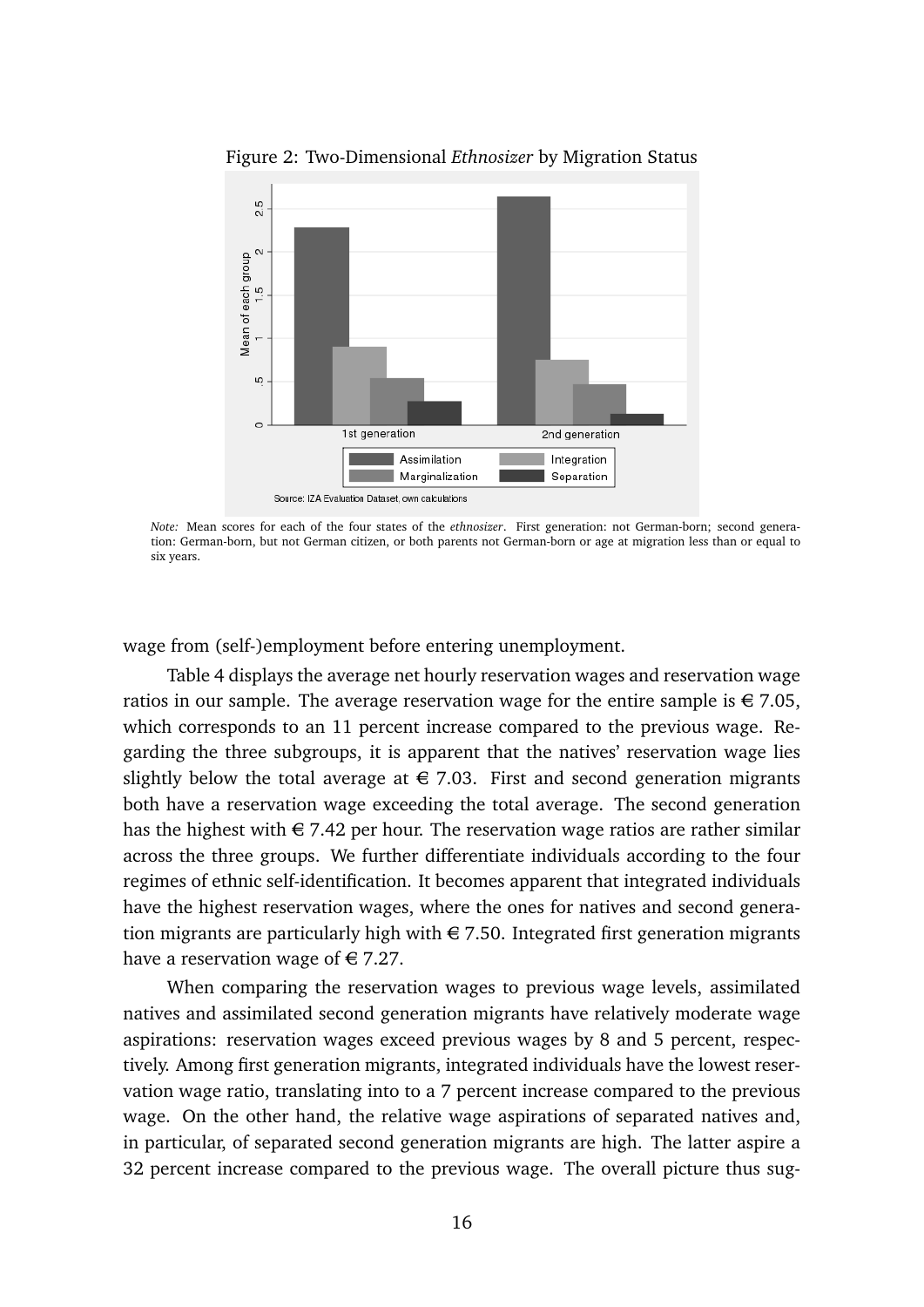Figure 2: Two-Dimensional *Ethnosizer* by Migration Status

*Note:* Mean scores for each of the four states of the *ethnosizer*. First generation: not German-born; second generation: German-born, but not German citizen, or both parents not German-born or age at migration less than or equal to six years.

wage from (self-)employment before entering unemployment.

Table 4 displays the average net hourly reservation wages and reservation wage ratios in our sample. The average reservation wage for the entire sample is € 7.05, which corresponds to an 11 percent increase compared to the previous wage. Regarding the three subgroups, it is apparent that the natives' reservation wage lies slightly below the total average at € 7.03. First and second generation migrants both have a reservation wage exceeding the total average. The second generation has the highest with € 7.42 per hour. The reservation wage ratios are rather similar across the three groups. We further differentiate individuals according to the four regimes of ethnic self-identification. It becomes apparent that integrated individuals have the highest reservation wages, where the ones for natives and second generation migrants are particularly high with € 7.50. Integrated first generation migrants have a reservation wage of € 7.27.

When comparing the reservation wages to previous wage levels, assimilated natives and assimilated second generation migrants have relatively moderate wage aspirations: reservation wages exceed previous wages by 8 and 5 percent, respectively. Among first generation migrants, integrated individuals have the lowest reservation wage ratio, translating into to a 7 percent increase compared to the previous wage. On the other hand, the relative wage aspirations of separated natives and, in particular, of separated second generation migrants are high. The latter aspire a 32 percent increase compared to the previous wage. The overall picture thus sug-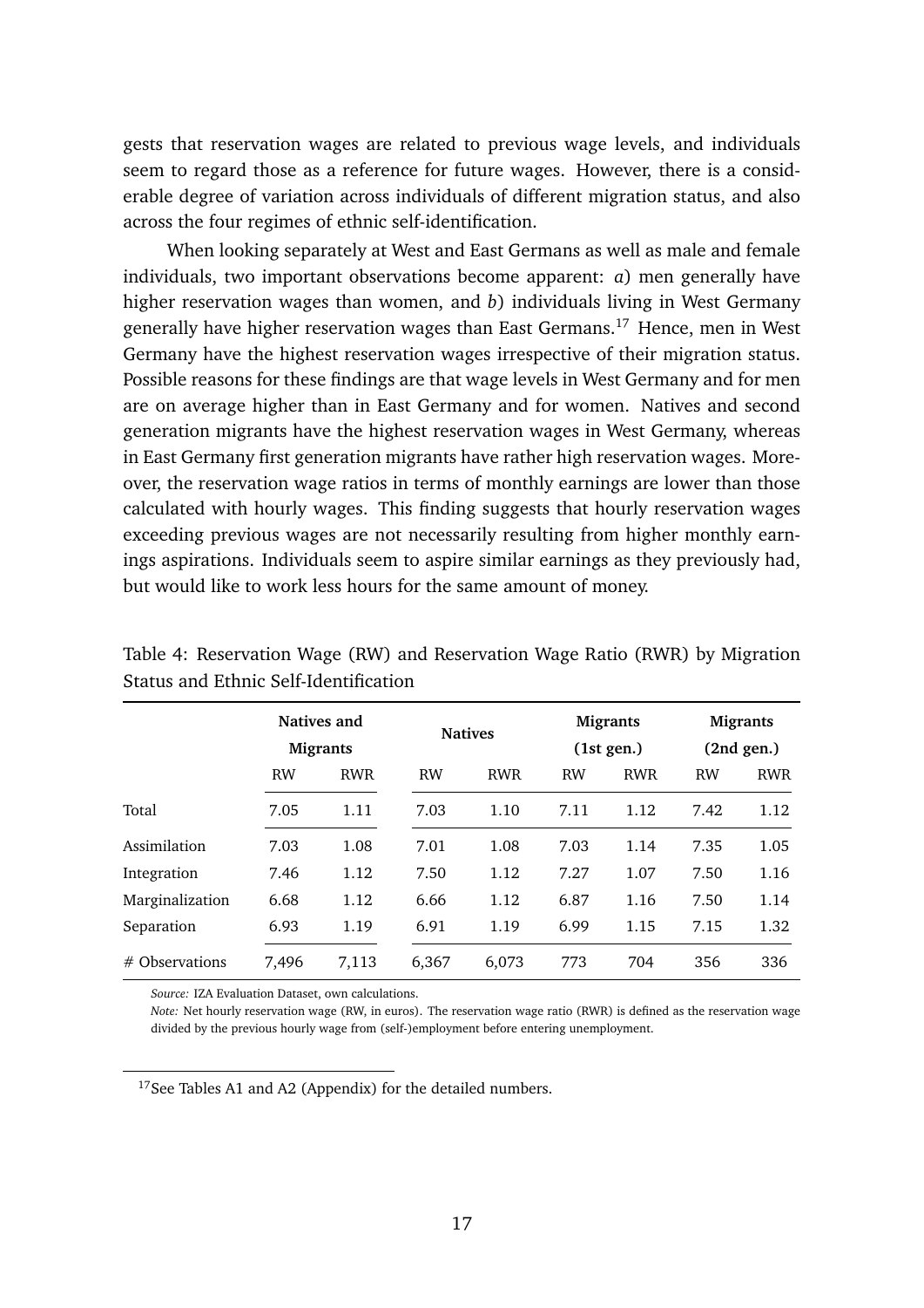gests that reservation wages are related to previous wage levels, and individuals seem to regard those as a reference for future wages. However, there is a considerable degree of variation across individuals of different migration status, and also across the four regimes of ethnic self-identification.

When looking separately at West and East Germans as well as male and female individuals, two important observations become apparent: *a*) men generally have higher reservation wages than women, and *b*) individuals living in West Germany generally have higher reservation wages than East Germans.[17] Hence, men in West Germany have the highest reservation wages irrespective of their migration status. Possible reasons for these findings are that wage levels in West Germany and for men are on average higher than in East Germany and for women. Natives and second generation migrants have the highest reservation wages in West Germany, whereas in East Germany first generation migrants have rather high reservation wages. Moreover, the reservation wage ratios in terms of monthly earnings are lower than those calculated with hourly wages. This finding suggests that hourly reservation wages exceeding previous wages are not necessarily resulting from higher monthly earnings aspirations. Individuals seem to aspire similar earnings as they previously had, but would like to work less hours for the same amount of money.

Table 4: Reservation Wage (RW) and Reservation Wage Ratio (RWR) by Migration Status and Ethnic Self-Identification

| | **Natives and Migrants** | | **Natives** | | **Migrants (1st gen.)** | | **Migrants (2nd gen.)** | |
|---|---|---|---|---|---|---|---|---|
| | RW | RWR | RW | RWR | RW | RWR | RW | RWR |
| Total | 7.05 | 1.11 | 7.03 | 1.10 | 7.11 | 1.12 | 7.42 | 1.12 |
| Assimilation | 7.03 | 1.08 | 7.01 | 1.08 | 7.03 | 1.14 | 7.35 | 1.05 |
| Integration | 7.46 | 1.12 | 7.50 | 1.12 | 7.27 | 1.07 | 7.50 | 1.16 |
| Marginalization | 6.68 | 1.12 | 6.66 | 1.12 | 6.87 | 1.16 | 7.50 | 1.14 |
| Separation | 6.93 | 1.19 | 6.91 | 1.19 | 6.99 | 1.15 | 7.15 | 1.32 |
| # Observations | 7,496 | 7,113 | 6,367 | 6,073 | 773 | 704 | 356 | 336 |

*Source:* IZA Evaluation Dataset, own calculations.

*Note:* Net hourly reservation wage (RW, in euros). The reservation wage ratio (RWR) is defined as the reservation wage divided by the previous hourly wage from (self-)employment before entering unemployment.

[17] See Tables A1 and A2 (Appendix) for the detailed numbers.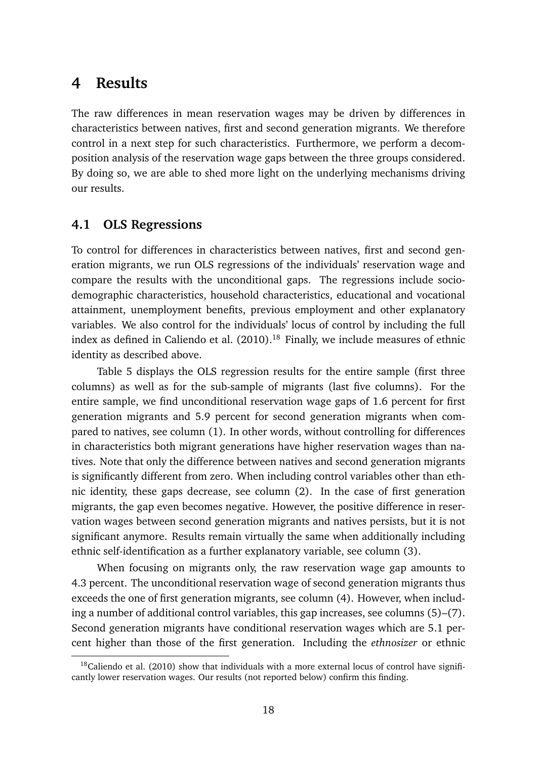# 4 Results

The raw differences in mean reservation wages may be driven by differences in characteristics between natives, first and second generation migrants. We therefore control in a next step for such characteristics. Furthermore, we perform a decomposition analysis of the reservation wage gaps between the three groups considered. By doing so, we are able to shed more light on the underlying mechanisms driving our results.

## 4.1 OLS Regressions

To control for differences in characteristics between natives, first and second generation migrants, we run OLS regressions of the individuals' reservation wage and compare the results with the unconditional gaps. The regressions include sociodemographic characteristics, household characteristics, educational and vocational attainment, unemployment benefits, previous employment and other explanatory variables. We also control for the individuals' locus of control by including the full index as defined in Caliendo et al. (2010).[18] Finally, we include measures of ethnic identity as described above.

Table 5 displays the OLS regression results for the entire sample (first three columns) as well as for the sub-sample of migrants (last five columns). For the entire sample, we find unconditional reservation wage gaps of 1.6 percent for first generation migrants and 5.9 percent for second generation migrants when compared to natives, see column (1). In other words, without controlling for differences in characteristics both migrant generations have higher reservation wages than natives. Note that only the difference between natives and second generation migrants is significantly different from zero. When including control variables other than ethnic identity, these gaps decrease, see column (2). In the case of first generation migrants, the gap even becomes negative. However, the positive difference in reservation wages between second generation migrants and natives persists, but it is not significant anymore. Results remain virtually the same when additionally including ethnic self-identification as a further explanatory variable, see column (3).

When focusing on migrants only, the raw reservation wage gap amounts to 4.3 percent. The unconditional reservation wage of second generation migrants thus exceeds the one of first generation migrants, see column (4). However, when including a number of additional control variables, this gap increases, see columns (5)–(7). Second generation migrants have conditional reservation wages which are 5.1 percent higher than those of the first generation. Including the *ethnosizer* or ethnic

[18] Caliendo et al. (2010) show that individuals with a more external locus of control have significantly lower reservation wages. Our results (not reported below) confirm this finding.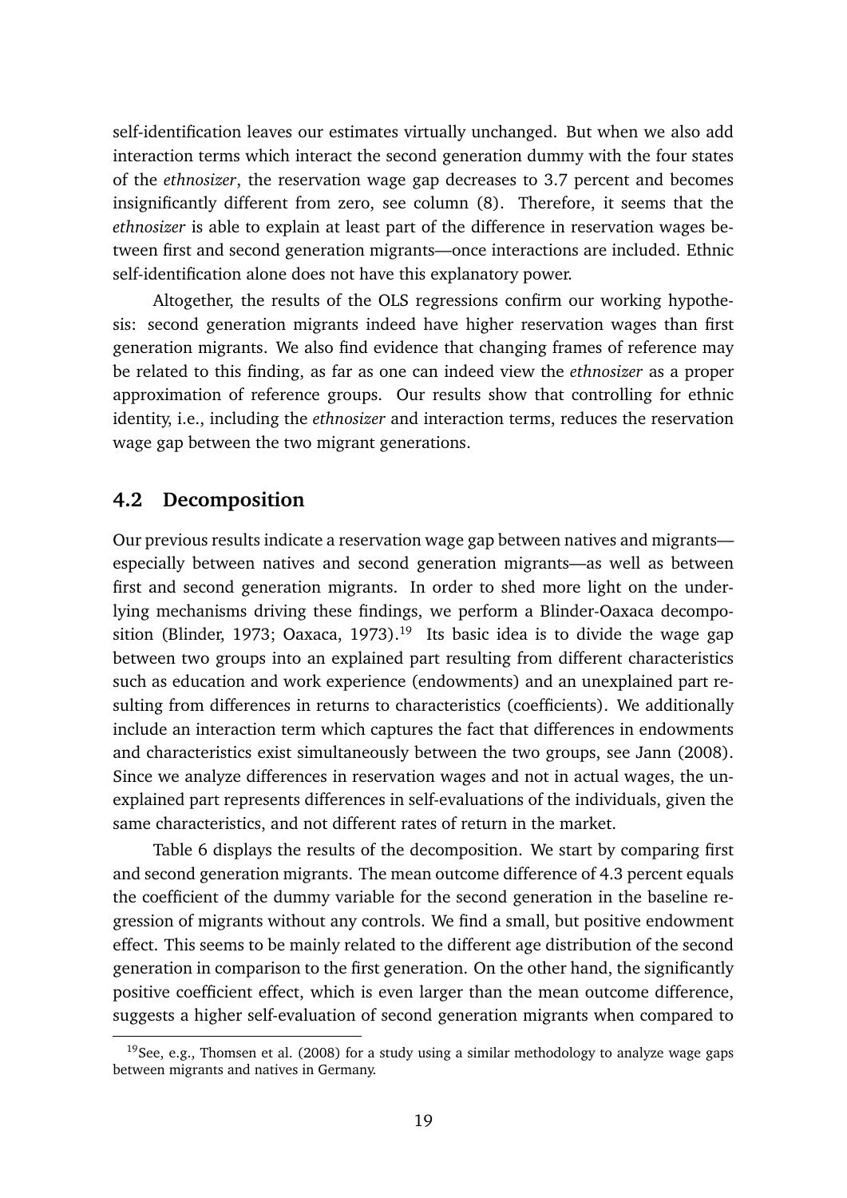self-identification leaves our estimates virtually unchanged. But when we also add interaction terms which interact the second generation dummy with the four states of the *ethnosizer*, the reservation wage gap decreases to 3.7 percent and becomes insignificantly different from zero, see column (8). Therefore, it seems that the *ethnosizer* is able to explain at least part of the difference in reservation wages between first and second generation migrants—once interactions are included. Ethnic self-identification alone does not have this explanatory power.

Altogether, the results of the OLS regressions confirm our working hypothesis: second generation migrants indeed have higher reservation wages than first generation migrants. We also find evidence that changing frames of reference may be related to this finding, as far as one can indeed view the *ethnosizer* as a proper approximation of reference groups. Our results show that controlling for ethnic identity, i.e., including the *ethnosizer* and interaction terms, reduces the reservation wage gap between the two migrant generations.

## 4.2 Decomposition

Our previous results indicate a reservation wage gap between natives and migrants—especially between natives and second generation migrants—as well as between first and second generation migrants. In order to shed more light on the underlying mechanisms driving these findings, we perform a Blinder-Oaxaca decomposition (Blinder, 1973; Oaxaca, 1973).[19] Its basic idea is to divide the wage gap between two groups into an explained part resulting from different characteristics such as education and work experience (endowments) and an unexplained part resulting from differences in returns to characteristics (coefficients). We additionally include an interaction term which captures the fact that differences in endowments and characteristics exist simultaneously between the two groups, see Jann (2008). Since we analyze differences in reservation wages and not in actual wages, the unexplained part represents differences in self-evaluations of the individuals, given the same characteristics, and not different rates of return in the market.

Table 6 displays the results of the decomposition. We start by comparing first and second generation migrants. The mean outcome difference of 4.3 percent equals the coefficient of the dummy variable for the second generation in the baseline regression of migrants without any controls. We find a small, but positive endowment effect. This seems to be mainly related to the different age distribution of the second generation in comparison to the first generation. On the other hand, the significantly positive coefficient effect, which is even larger than the mean outcome difference, suggests a higher self-evaluation of second generation migrants when compared to

[19] See, e.g., Thomsen et al. (2008) for a study using a similar methodology to analyze wage gaps between migrants and natives in Germany.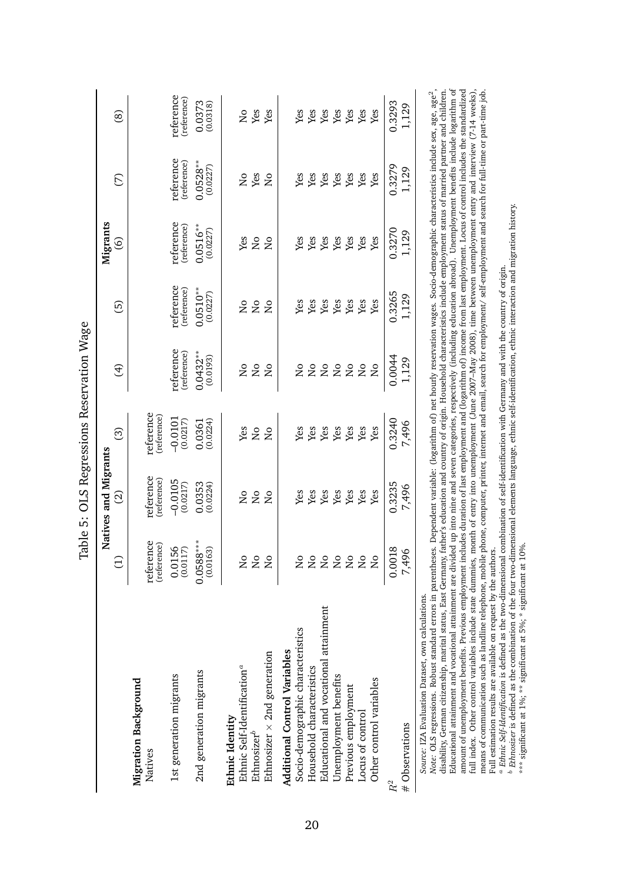Table 5: OLS Regressions Reservation Wage

| | Natives and Migrants | | | Migrants | | | | |
|---|---|---|---|---|---|---|---|---|
| | (1) | (2) | (3) | (4) | (5) | (6) | (7) | (8) |
| **Migration Background** | | | | | | | | |
| Natives | reference (reference) | reference (reference) | reference (reference) | | | | | |
| 1st generation migrants | 0.0156 (0.0117) | −0.0105 (0.0217) | −0.0101 (0.0217) | reference (reference) | reference (reference) | reference (reference) | reference (reference) | reference (reference) |
| 2nd generation migrants | 0.0588*** (0.0163) | 0.0353 (0.0224) | 0.0361 (0.0224) | 0.0432** (0.0193) | 0.0510** (0.0227) | 0.0516** (0.0227) | 0.0528** (0.0227) | 0.0373 (0.0318) |
| **Ethnic Identity** | | | | | | | | |
| Ethnic Self-Identification[a] | No | No | Yes | No | No | Yes | No | No |
| Ethnosizer[b] | No | No | No | No | No | No | Yes | Yes |
| Ethnosizer × 2nd generation | No | No | No | No | No | No | No | Yes |
| **Additional Control Variables** | | | | | | | | |
| Socio-demographic characteristics | No | Yes | Yes | No | Yes | Yes | Yes | Yes |
| Household characteristics | No | Yes | Yes | No | Yes | Yes | Yes | Yes |
| Educational and vocational attainment | No | Yes | Yes | No | Yes | Yes | Yes | Yes |
| Unemployment benefits | No | Yes | Yes | No | Yes | Yes | Yes | Yes |
| Previous employment | No | Yes | Yes | No | Yes | Yes | Yes | Yes |
| Locus of control | No | Yes | Yes | No | Yes | Yes | Yes | Yes |
| Other control variables | No | Yes | Yes | No | Yes | Yes | Yes | Yes |
| $R^2$ | 0.0018 | 0.3235 | 0.3240 | 0.0044 | 0.3265 | 0.3270 | 0.3279 | 0.3293 |
| # Observations | 7,496 | 7,496 | 7,496 | 1,129 | 1,129 | 1,129 | 1,129 | 1,129 |

*Source:* IZA Evaluation Dataset, own calculations.
*Note:* OLS regressions. Robust standard errors in parentheses. Dependent variable: (logarithm of) net hourly reservation wages. Socio-demographic characteristics include sex, age, age$^2$, disability, German citizenship, marital status, East Germany, father's education and country of origin. Household characteristics include employment status of married partner and children. Educational attainment and vocational attainment are divided up into nine and seven categories, respectively (including education abroad). Unemployment benefits include logarithm of amount of unemployment benefits. Previous employment includes duration of last employment and (logarithm of) income from last employment. Locus of control includes the standardized full index. Other control variables include state dummies, month of entry into unemployment (June 2007–May 2008), time between unemployment entry and interview (7-14 weeks), means of communication such as landline telephone, mobile phone, computer, printer, internet and email, search for employment/ self-employment and search for full-time or part-time job. Full estimation results are available on request by the authors.
[a] *Ethnic Self-Identification* is defined as the two-dimensional combination of self-identification with Germany and with the country of origin.
[b] *Ethnosizer* is defined as the combination of the four two-dimensional elements language, ethnic self-identification, ethnic interaction and migration history.
*** significant at 1%; ** significant at 5%; * significant at 10%.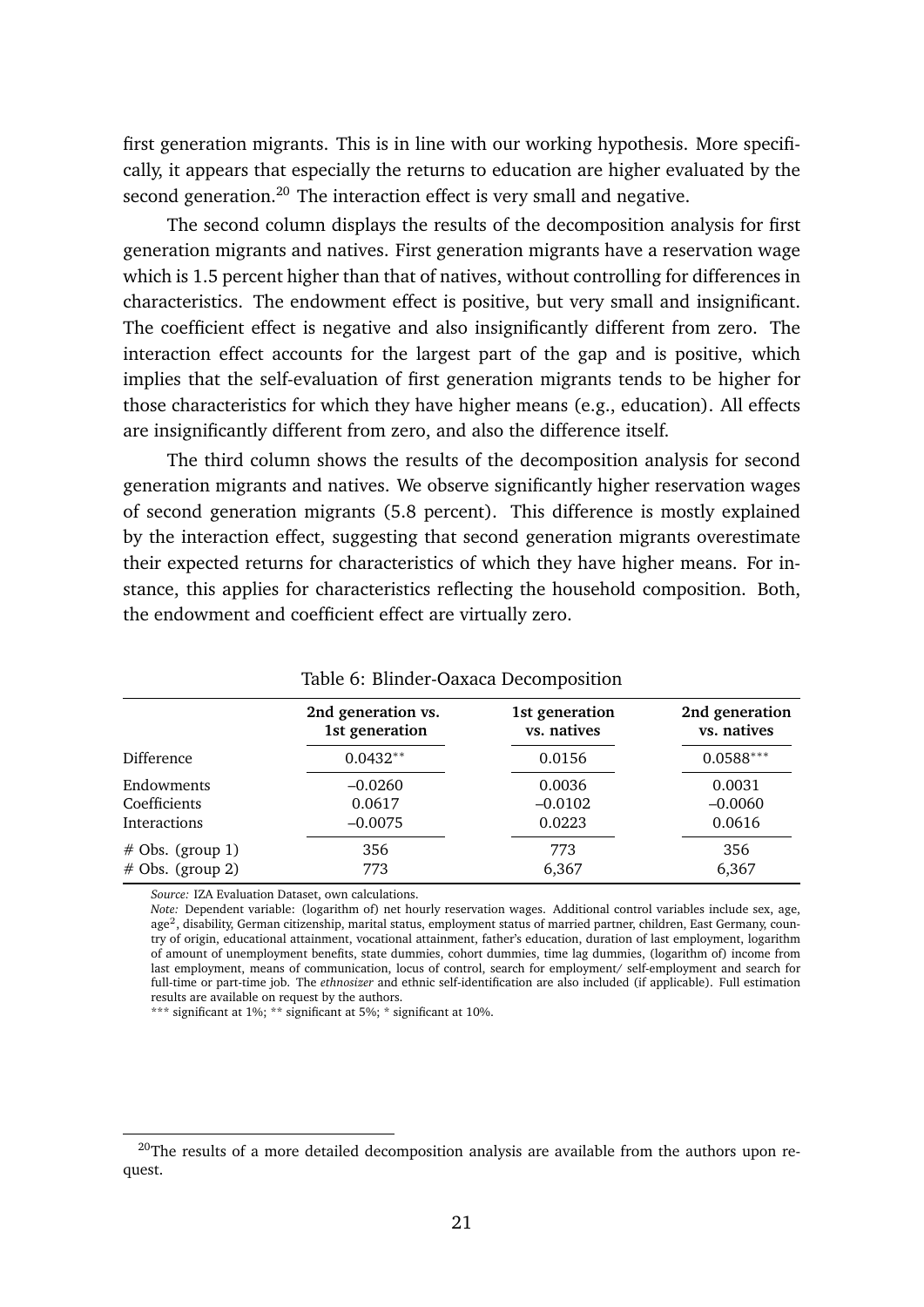first generation migrants. This is in line with our working hypothesis. More specifically, it appears that especially the returns to education are higher evaluated by the second generation.[20] The interaction effect is very small and negative.

The second column displays the results of the decomposition analysis for first generation migrants and natives. First generation migrants have a reservation wage which is 1.5 percent higher than that of natives, without controlling for differences in characteristics. The endowment effect is positive, but very small and insignificant. The coefficient effect is negative and also insignificantly different from zero. The interaction effect accounts for the largest part of the gap and is positive, which implies that the self-evaluation of first generation migrants tends to be higher for those characteristics for which they have higher means (e.g., education). All effects are insignificantly different from zero, and also the difference itself.

The third column shows the results of the decomposition analysis for second generation migrants and natives. We observe significantly higher reservation wages of second generation migrants (5.8 percent). This difference is mostly explained by the interaction effect, suggesting that second generation migrants overestimate their expected returns for characteristics of which they have higher means. For instance, this applies for characteristics reflecting the household composition. Both, the endowment and coefficient effect are virtually zero.

Table 6: Blinder-Oaxaca Decomposition

| | **2nd generation vs. 1st generation** | **1st generation vs. natives** | **2nd generation vs. natives** |
|---|---|---|---|
| Difference | 0.0432** | 0.0156 | 0.0588*** |
| Endowments | –0.0260 | 0.0036 | 0.0031 |
| Coefficients | 0.0617 | –0.0102 | –0.0060 |
| Interactions | –0.0075 | 0.0223 | 0.0616 |
| # Obs. (group 1) | 356 | 773 | 356 |
| # Obs. (group 2) | 773 | 6,367 | 6,367 |

*Source:* IZA Evaluation Dataset, own calculations.
*Note:* Dependent variable: (logarithm of) net hourly reservation wages. Additional control variables include sex, age, age$^2$, disability, German citizenship, marital status, employment status of married partner, children, East Germany, country of origin, educational attainment, vocational attainment, father's education, duration of last employment, logarithm of amount of unemployment benefits, state dummies, cohort dummies, time lag dummies, (logarithm of) income from last employment, means of communication, locus of control, search for employment/ self-employment and search for full-time or part-time job. The *ethnosizer* and ethnic self-identification are also included (if applicable). Full estimation results are available on request by the authors.
*** significant at 1%; ** significant at 5%; * significant at 10%.

[20] The results of a more detailed decomposition analysis are available from the authors upon request.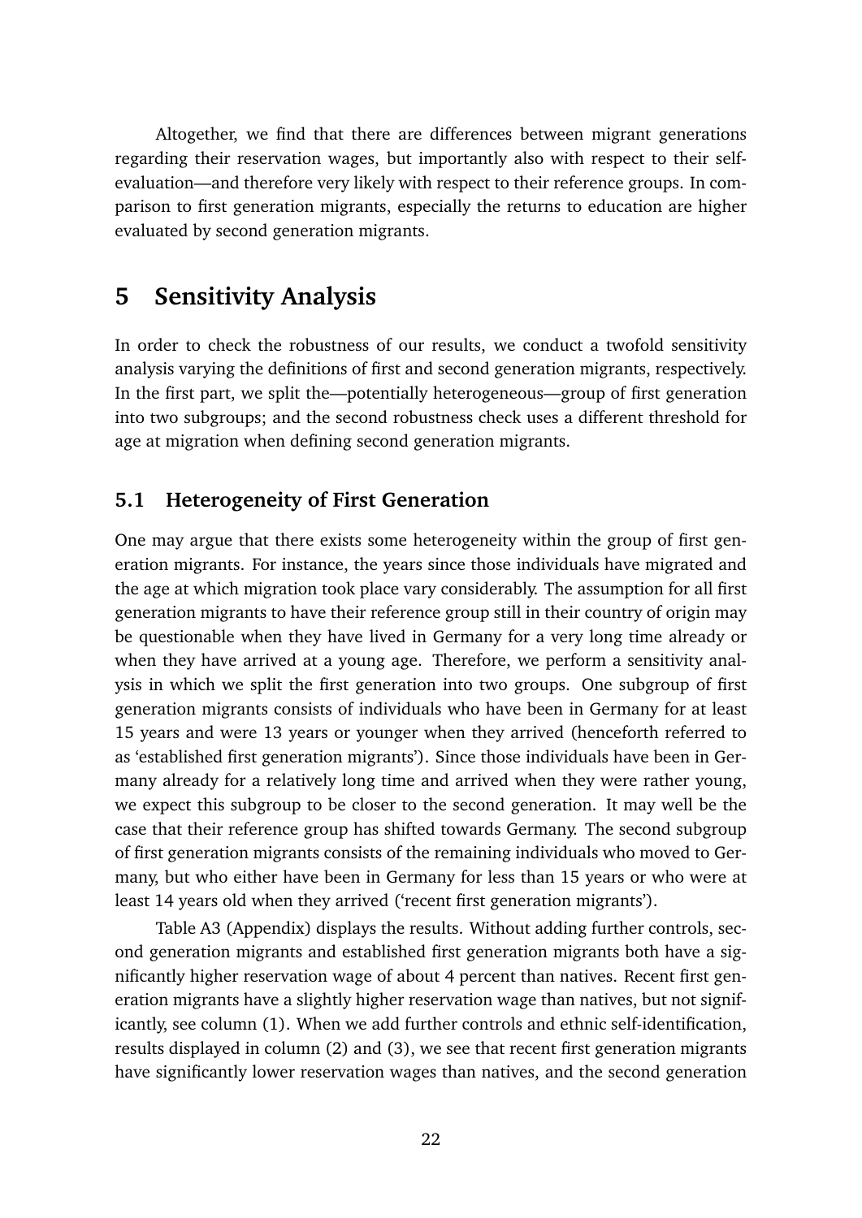Altogether, we find that there are differences between migrant generations regarding their reservation wages, but importantly also with respect to their self-evaluation—and therefore very likely with respect to their reference groups. In comparison to first generation migrants, especially the returns to education are higher evaluated by second generation migrants.

# 5 Sensitivity Analysis

In order to check the robustness of our results, we conduct a twofold sensitivity analysis varying the definitions of first and second generation migrants, respectively. In the first part, we split the—potentially heterogeneous—group of first generation into two subgroups; and the second robustness check uses a different threshold for age at migration when defining second generation migrants.

## 5.1 Heterogeneity of First Generation

One may argue that there exists some heterogeneity within the group of first generation migrants. For instance, the years since those individuals have migrated and the age at which migration took place vary considerably. The assumption for all first generation migrants to have their reference group still in their country of origin may be questionable when they have lived in Germany for a very long time already or when they have arrived at a young age. Therefore, we perform a sensitivity analysis in which we split the first generation into two groups. One subgroup of first generation migrants consists of individuals who have been in Germany for at least 15 years and were 13 years or younger when they arrived (henceforth referred to as 'established first generation migrants'). Since those individuals have been in Germany already for a relatively long time and arrived when they were rather young, we expect this subgroup to be closer to the second generation. It may well be the case that their reference group has shifted towards Germany. The second subgroup of first generation migrants consists of the remaining individuals who moved to Germany, but who either have been in Germany for less than 15 years or who were at least 14 years old when they arrived ('recent first generation migrants').

Table A3 (Appendix) displays the results. Without adding further controls, second generation migrants and established first generation migrants both have a significantly higher reservation wage of about 4 percent than natives. Recent first generation migrants have a slightly higher reservation wage than natives, but not significantly, see column (1). When we add further controls and ethnic self-identification, results displayed in column (2) and (3), we see that recent first generation migrants have significantly lower reservation wages than natives, and the second generation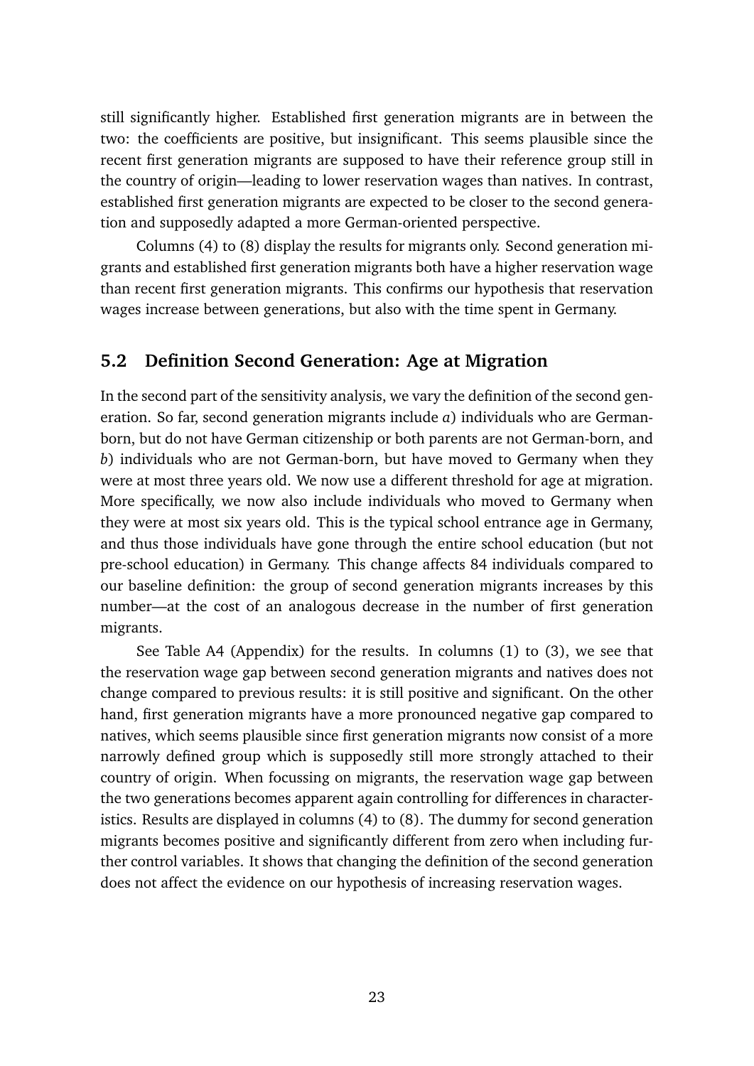still significantly higher. Established first generation migrants are in between the two: the coefficients are positive, but insignificant. This seems plausible since the recent first generation migrants are supposed to have their reference group still in the country of origin—leading to lower reservation wages than natives. In contrast, established first generation migrants are expected to be closer to the second generation and supposedly adapted a more German-oriented perspective.

Columns (4) to (8) display the results for migrants only. Second generation migrants and established first generation migrants both have a higher reservation wage than recent first generation migrants. This confirms our hypothesis that reservation wages increase between generations, but also with the time spent in Germany.

## 5.2 Definition Second Generation: Age at Migration

In the second part of the sensitivity analysis, we vary the definition of the second generation. So far, second generation migrants include *a*) individuals who are German-born, but do not have German citizenship or both parents are not German-born, and *b*) individuals who are not German-born, but have moved to Germany when they were at most three years old. We now use a different threshold for age at migration. More specifically, we now also include individuals who moved to Germany when they were at most six years old. This is the typical school entrance age in Germany, and thus those individuals have gone through the entire school education (but not pre-school education) in Germany. This change affects 84 individuals compared to our baseline definition: the group of second generation migrants increases by this number—at the cost of an analogous decrease in the number of first generation migrants.

See Table A4 (Appendix) for the results. In columns (1) to (3), we see that the reservation wage gap between second generation migrants and natives does not change compared to previous results: it is still positive and significant. On the other hand, first generation migrants have a more pronounced negative gap compared to natives, which seems plausible since first generation migrants now consist of a more narrowly defined group which is supposedly still more strongly attached to their country of origin. When focussing on migrants, the reservation wage gap between the two generations becomes apparent again controlling for differences in characteristics. Results are displayed in columns (4) to (8). The dummy for second generation migrants becomes positive and significantly different from zero when including further control variables. It shows that changing the definition of the second generation does not affect the evidence on our hypothesis of increasing reservation wages.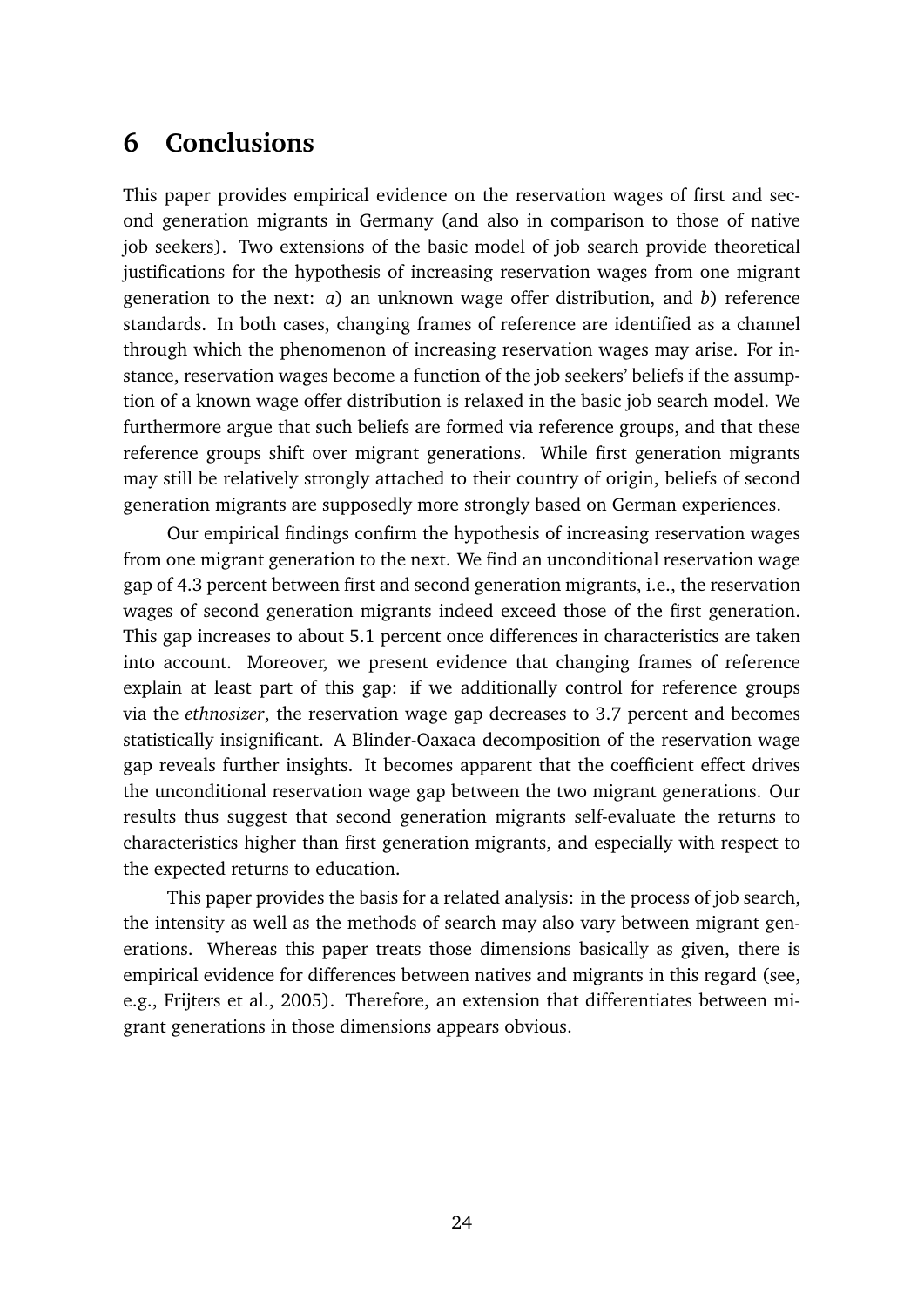# 6 Conclusions

This paper provides empirical evidence on the reservation wages of first and second generation migrants in Germany (and also in comparison to those of native job seekers). Two extensions of the basic model of job search provide theoretical justifications for the hypothesis of increasing reservation wages from one migrant generation to the next: *a*) an unknown wage offer distribution, and *b*) reference standards. In both cases, changing frames of reference are identified as a channel through which the phenomenon of increasing reservation wages may arise. For instance, reservation wages become a function of the job seekers' beliefs if the assumption of a known wage offer distribution is relaxed in the basic job search model. We furthermore argue that such beliefs are formed via reference groups, and that these reference groups shift over migrant generations. While first generation migrants may still be relatively strongly attached to their country of origin, beliefs of second generation migrants are supposedly more strongly based on German experiences.

Our empirical findings confirm the hypothesis of increasing reservation wages from one migrant generation to the next. We find an unconditional reservation wage gap of 4.3 percent between first and second generation migrants, i.e., the reservation wages of second generation migrants indeed exceed those of the first generation. This gap increases to about 5.1 percent once differences in characteristics are taken into account. Moreover, we present evidence that changing frames of reference explain at least part of this gap: if we additionally control for reference groups via the *ethnosizer*, the reservation wage gap decreases to 3.7 percent and becomes statistically insignificant. A Blinder-Oaxaca decomposition of the reservation wage gap reveals further insights. It becomes apparent that the coefficient effect drives the unconditional reservation wage gap between the two migrant generations. Our results thus suggest that second generation migrants self-evaluate the returns to characteristics higher than first generation migrants, and especially with respect to the expected returns to education.

This paper provides the basis for a related analysis: in the process of job search, the intensity as well as the methods of search may also vary between migrant generations. Whereas this paper treats those dimensions basically as given, there is empirical evidence for differences between natives and migrants in this regard (see, e.g., Frijters et al., 2005). Therefore, an extension that differentiates between migrant generations in those dimensions appears obvious.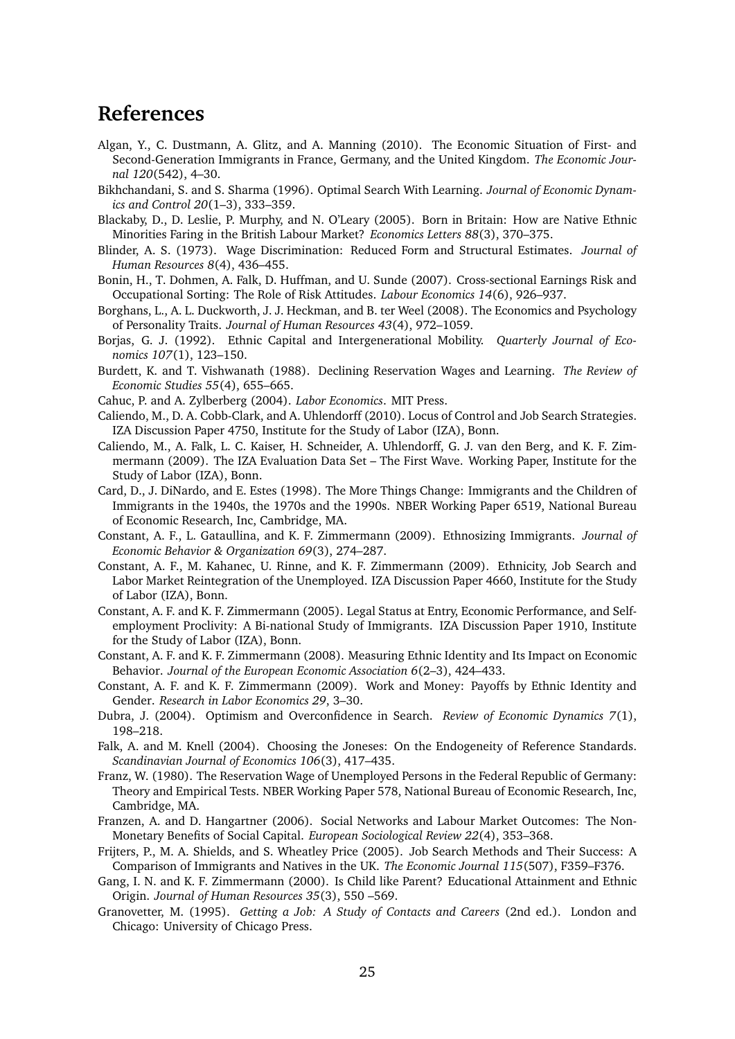# References

Algan, Y., C. Dustmann, A. Glitz, and A. Manning (2010). The Economic Situation of First- and Second-Generation Immigrants in France, Germany, and the United Kingdom. *The Economic Journal 120*(542), 4–30.

Bikhchandani, S. and S. Sharma (1996). Optimal Search With Learning. *Journal of Economic Dynamics and Control 20*(1–3), 333–359.

Blackaby, D., D. Leslie, P. Murphy, and N. O'Leary (2005). Born in Britain: How are Native Ethnic Minorities Faring in the British Labour Market? *Economics Letters 88*(3), 370–375.

Blinder, A. S. (1973). Wage Discrimination: Reduced Form and Structural Estimates. *Journal of Human Resources 8*(4), 436–455.

Bonin, H., T. Dohmen, A. Falk, D. Huffman, and U. Sunde (2007). Cross-sectional Earnings Risk and Occupational Sorting: The Role of Risk Attitudes. *Labour Economics 14*(6), 926–937.

Borghans, L., A. L. Duckworth, J. J. Heckman, and B. ter Weel (2008). The Economics and Psychology of Personality Traits. *Journal of Human Resources 43*(4), 972–1059.

Borjas, G. J. (1992). Ethnic Capital and Intergenerational Mobility. *Quarterly Journal of Economics 107*(1), 123–150.

Burdett, K. and T. Vishwanath (1988). Declining Reservation Wages and Learning. *The Review of Economic Studies 55*(4), 655–665.

Cahuc, P. and A. Zylberberg (2004). *Labor Economics*. MIT Press.

Caliendo, M., D. A. Cobb-Clark, and A. Uhlendorff (2010). Locus of Control and Job Search Strategies. IZA Discussion Paper 4750, Institute for the Study of Labor (IZA), Bonn.

Caliendo, M., A. Falk, L. C. Kaiser, H. Schneider, A. Uhlendorff, G. J. van den Berg, and K. F. Zimmermann (2009). The IZA Evaluation Data Set – The First Wave. Working Paper, Institute for the Study of Labor (IZA), Bonn.

Card, D., J. DiNardo, and E. Estes (1998). The More Things Change: Immigrants and the Children of Immigrants in the 1940s, the 1970s and the 1990s. NBER Working Paper 6519, National Bureau of Economic Research, Inc, Cambridge, MA.

Constant, A. F., L. Gataullina, and K. F. Zimmermann (2009). Ethnosizing Immigrants. *Journal of Economic Behavior & Organization 69*(3), 274–287.

Constant, A. F., M. Kahanec, U. Rinne, and K. F. Zimmermann (2009). Ethnicity, Job Search and Labor Market Reintegration of the Unemployed. IZA Discussion Paper 4660, Institute for the Study of Labor (IZA), Bonn.

Constant, A. F. and K. F. Zimmermann (2005). Legal Status at Entry, Economic Performance, and Self-employment Proclivity: A Bi-national Study of Immigrants. IZA Discussion Paper 1910, Institute for the Study of Labor (IZA), Bonn.

Constant, A. F. and K. F. Zimmermann (2008). Measuring Ethnic Identity and Its Impact on Economic Behavior. *Journal of the European Economic Association 6*(2–3), 424–433.

Constant, A. F. and K. F. Zimmermann (2009). Work and Money: Payoffs by Ethnic Identity and Gender. *Research in Labor Economics 29*, 3–30.

Dubra, J. (2004). Optimism and Overconfidence in Search. *Review of Economic Dynamics 7*(1), 198–218.

Falk, A. and M. Knell (2004). Choosing the Joneses: On the Endogeneity of Reference Standards. *Scandinavian Journal of Economics 106*(3), 417–435.

Franz, W. (1980). The Reservation Wage of Unemployed Persons in the Federal Republic of Germany: Theory and Empirical Tests. NBER Working Paper 578, National Bureau of Economic Research, Inc, Cambridge, MA.

Franzen, A. and D. Hangartner (2006). Social Networks and Labour Market Outcomes: The Non-Monetary Benefits of Social Capital. *European Sociological Review 22*(4), 353–368.

Frijters, P., M. A. Shields, and S. Wheatley Price (2005). Job Search Methods and Their Success: A Comparison of Immigrants and Natives in the UK. *The Economic Journal 115*(507), F359–F376.

Gang, I. N. and K. F. Zimmermann (2000). Is Child like Parent? Educational Attainment and Ethnic Origin. *Journal of Human Resources 35*(3), 550 –569.

Granovetter, M. (1995). *Getting a Job: A Study of Contacts and Careers* (2nd ed.). London and Chicago: University of Chicago Press.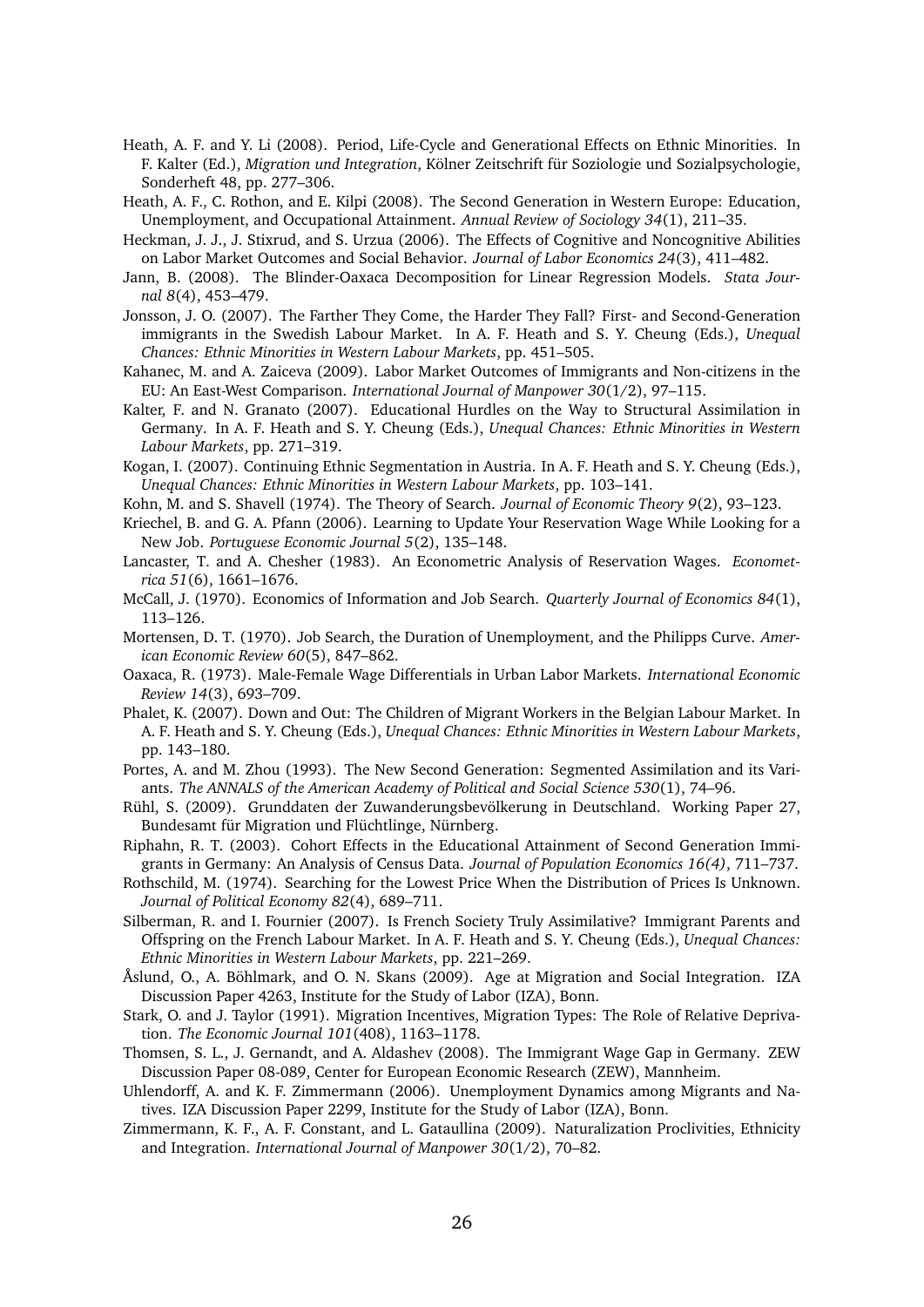Heath, A. F. and Y. Li (2008). Period, Life-Cycle and Generational Effects on Ethnic Minorities. In F. Kalter (Ed.), *Migration und Integration*, Kölner Zeitschrift für Soziologie und Sozialpsychologie, Sonderheft 48, pp. 277–306.

Heath, A. F., C. Rothon, and E. Kilpi (2008). The Second Generation in Western Europe: Education, Unemployment, and Occupational Attainment. *Annual Review of Sociology 34*(1), 211–35.

Heckman, J. J., J. Stixrud, and S. Urzua (2006). The Effects of Cognitive and Noncognitive Abilities on Labor Market Outcomes and Social Behavior. *Journal of Labor Economics 24*(3), 411–482.

Jann, B. (2008). The Blinder-Oaxaca Decomposition for Linear Regression Models. *Stata Journal 8*(4), 453–479.

Jonsson, J. O. (2007). The Farther They Come, the Harder They Fall? First- and Second-Generation immigrants in the Swedish Labour Market. In A. F. Heath and S. Y. Cheung (Eds.), *Unequal Chances: Ethnic Minorities in Western Labour Markets*, pp. 451–505.

Kahanec, M. and A. Zaiceva (2009). Labor Market Outcomes of Immigrants and Non-citizens in the EU: An East-West Comparison. *International Journal of Manpower 30*(1/2), 97–115.

Kalter, F. and N. Granato (2007). Educational Hurdles on the Way to Structural Assimilation in Germany. In A. F. Heath and S. Y. Cheung (Eds.), *Unequal Chances: Ethnic Minorities in Western Labour Markets*, pp. 271–319.

Kogan, I. (2007). Continuing Ethnic Segmentation in Austria. In A. F. Heath and S. Y. Cheung (Eds.), *Unequal Chances: Ethnic Minorities in Western Labour Markets*, pp. 103–141.

Kohn, M. and S. Shavell (1974). The Theory of Search. *Journal of Economic Theory 9*(2), 93–123.

Kriechel, B. and G. A. Pfann (2006). Learning to Update Your Reservation Wage While Looking for a New Job. *Portuguese Economic Journal 5*(2), 135–148.

Lancaster, T. and A. Chesher (1983). An Econometric Analysis of Reservation Wages. *Econometrica 51*(6), 1661–1676.

McCall, J. (1970). Economics of Information and Job Search. *Quarterly Journal of Economics 84*(1), 113–126.

Mortensen, D. T. (1970). Job Search, the Duration of Unemployment, and the Philipps Curve. *American Economic Review 60*(5), 847–862.

Oaxaca, R. (1973). Male-Female Wage Differentials in Urban Labor Markets. *International Economic Review 14*(3), 693–709.

Phalet, K. (2007). Down and Out: The Children of Migrant Workers in the Belgian Labour Market. In A. F. Heath and S. Y. Cheung (Eds.), *Unequal Chances: Ethnic Minorities in Western Labour Markets*, pp. 143–180.

Portes, A. and M. Zhou (1993). The New Second Generation: Segmented Assimilation and its Variants. *The ANNALS of the American Academy of Political and Social Science 530*(1), 74–96.

Rühl, S. (2009). Grunddaten der Zuwanderungsbevölkerung in Deutschland. Working Paper 27, Bundesamt für Migration und Flüchtlinge, Nürnberg.

Riphahn, R. T. (2003). Cohort Effects in the Educational Attainment of Second Generation Immigrants in Germany: An Analysis of Census Data. *Journal of Population Economics 16(4)*, 711–737.

Rothschild, M. (1974). Searching for the Lowest Price When the Distribution of Prices Is Unknown. *Journal of Political Economy 82*(4), 689–711.

Silberman, R. and I. Fournier (2007). Is French Society Truly Assimilative? Immigrant Parents and Offspring on the French Labour Market. In A. F. Heath and S. Y. Cheung (Eds.), *Unequal Chances: Ethnic Minorities in Western Labour Markets*, pp. 221–269.

Åslund, O., A. Böhlmark, and O. N. Skans (2009). Age at Migration and Social Integration. IZA Discussion Paper 4263, Institute for the Study of Labor (IZA), Bonn.

Stark, O. and J. Taylor (1991). Migration Incentives, Migration Types: The Role of Relative Deprivation. *The Economic Journal 101*(408), 1163–1178.

Thomsen, S. L., J. Gernandt, and A. Aldashev (2008). The Immigrant Wage Gap in Germany. ZEW Discussion Paper 08-089, Center for European Economic Research (ZEW), Mannheim.

Uhlendorff, A. and K. F. Zimmermann (2006). Unemployment Dynamics among Migrants and Natives. IZA Discussion Paper 2299, Institute for the Study of Labor (IZA), Bonn.

Zimmermann, K. F., A. F. Constant, and L. Gataullina (2009). Naturalization Proclivities, Ethnicity and Integration. *International Journal of Manpower 30*(1/2), 70–82.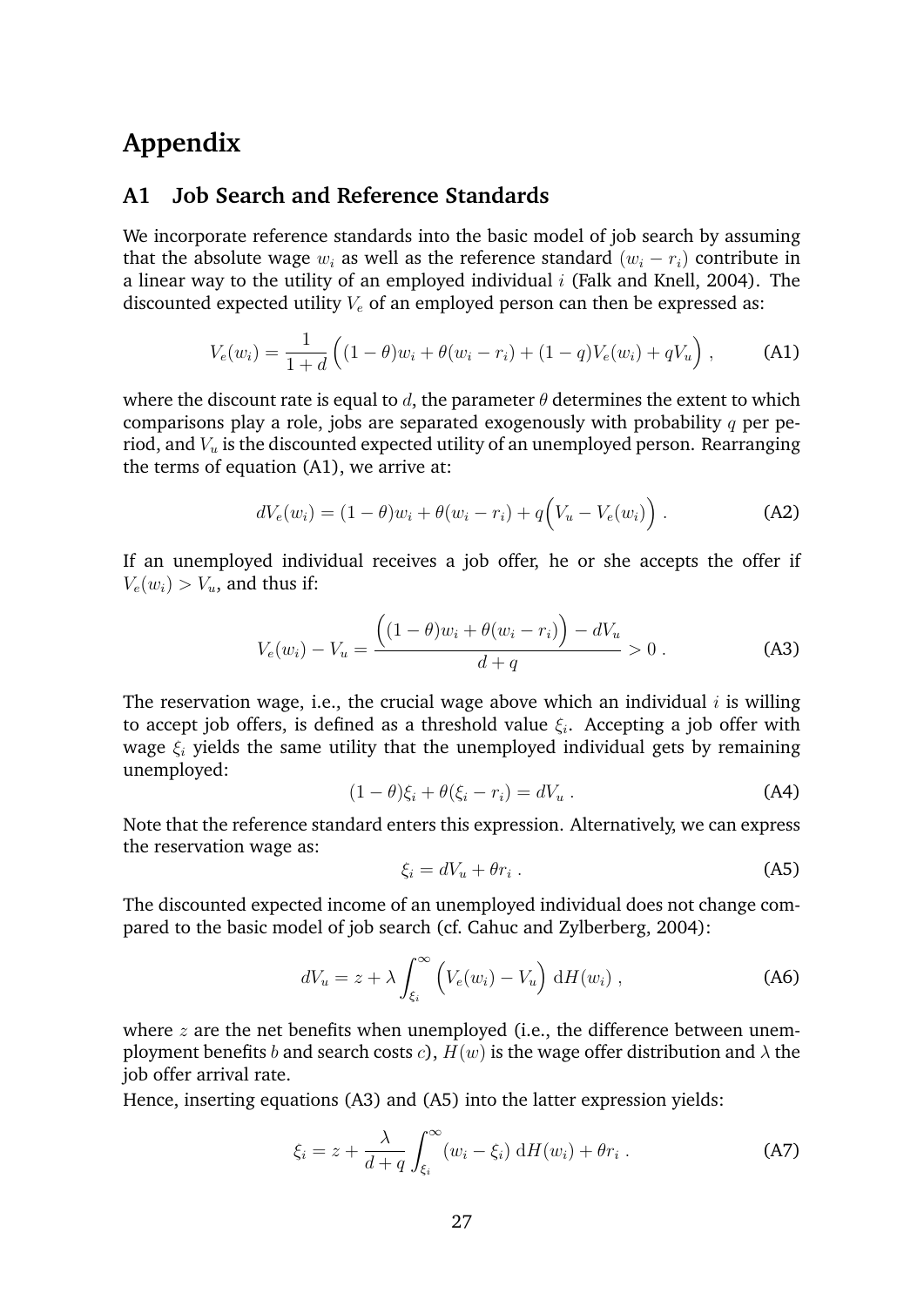# Appendix

## A1 Job Search and Reference Standards

We incorporate reference standards into the basic model of job search by assuming that the absolute wage $w_i$ as well as the reference standard $(w_i - r_i)$ contribute in a linear way to the utility of an employed individual $i$ (Falk and Knell, 2004). The discounted expected utility $V_e$ of an employed person can then be expressed as:

$$V_e(w_i) = \frac{1}{1+d}\Big((1-\theta)w_i + \theta(w_i - r_i) + (1-q)V_e(w_i) + qV_u\Big) \,, \tag{A1}$$

where the discount rate is equal to $d$, the parameter $\theta$ determines the extent to which comparisons play a role, jobs are separated exogenously with probability $q$ per period, and $V_u$ is the discounted expected utility of an unemployed person. Rearranging the terms of equation (A1), we arrive at:

$$dV_e(w_i) = (1-\theta)w_i + \theta(w_i - r_i) + q\Big(V_u - V_e(w_i)\Big) \,. \tag{A2}$$

If an unemployed individual receives a job offer, he or she accepts the offer if $V_e(w_i) > V_u$, and thus if:

$$V_e(w_i) - V_u = \frac{\Big((1-\theta)w_i + \theta(w_i - r_i)\Big) - dV_u}{d+q} > 0 \,. \tag{A3}$$

The reservation wage, i.e., the crucial wage above which an individual $i$ is willing to accept job offers, is defined as a threshold value $\xi_i$. Accepting a job offer with wage $\xi_i$ yields the same utility that the unemployed individual gets by remaining unemployed:

$$(1-\theta)\xi_i + \theta(\xi_i - r_i) = dV_u \,. \tag{A4}$$

Note that the reference standard enters this expression. Alternatively, we can express the reservation wage as:

$$\xi_i = dV_u + \theta r_i \,. \tag{A5}$$

The discounted expected income of an unemployed individual does not change compared to the basic model of job search (cf. Cahuc and Zylberberg, 2004):

$$dV_u = z + \lambda \int_{\xi_i}^{\infty} \Big(V_e(w_i) - V_u\Big)\, \mathrm{d}H(w_i) \,, \tag{A6}$$

where $z$ are the net benefits when unemployed (i.e., the difference between unemployment benefits $b$ and search costs $c$), $H(w)$ is the wage offer distribution and $\lambda$ the job offer arrival rate.

Hence, inserting equations (A3) and (A5) into the latter expression yields:

$$\xi_i = z + \frac{\lambda}{d+q} \int_{\xi_i}^{\infty} (w_i - \xi_i)\, \mathrm{d}H(w_i) + \theta r_i \,. \tag{A7}$$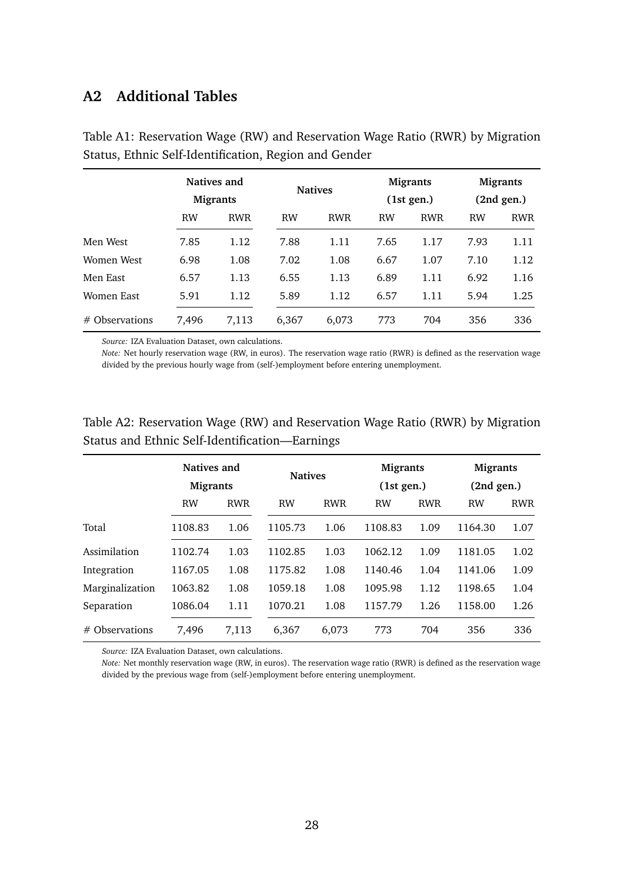## A2 Additional Tables

Table A1: Reservation Wage (RW) and Reservation Wage Ratio (RWR) by Migration Status, Ethnic Self-Identification, Region and Gender

| | Natives and Migrants | | Natives | | Migrants (1st gen.) | | Migrants (2nd gen.) | |
|---|---|---|---|---|---|---|---|---|
| | RW | RWR | RW | RWR | RW | RWR | RW | RWR |
| Men West | 7.85 | 1.12 | 7.88 | 1.11 | 7.65 | 1.17 | 7.93 | 1.11 |
| Women West | 6.98 | 1.08 | 7.02 | 1.08 | 6.67 | 1.07 | 7.10 | 1.12 |
| Men East | 6.57 | 1.13 | 6.55 | 1.13 | 6.89 | 1.11 | 6.92 | 1.16 |
| Women East | 5.91 | 1.12 | 5.89 | 1.12 | 6.57 | 1.11 | 5.94 | 1.25 |
| # Observations | 7,496 | 7,113 | 6,367 | 6,073 | 773 | 704 | 356 | 336 |

*Source:* IZA Evaluation Dataset, own calculations.
*Note:* Net hourly reservation wage (RW, in euros). The reservation wage ratio (RWR) is defined as the reservation wage divided by the previous hourly wage from (self-)employment before entering unemployment.

Table A2: Reservation Wage (RW) and Reservation Wage Ratio (RWR) by Migration Status and Ethnic Self-Identification—Earnings

| | Natives and Migrants | | Natives | | Migrants (1st gen.) | | Migrants (2nd gen.) | |
|---|---|---|---|---|---|---|---|---|
| | RW | RWR | RW | RWR | RW | RWR | RW | RWR |
| Total | 1108.83 | 1.06 | 1105.73 | 1.06 | 1108.83 | 1.09 | 1164.30 | 1.07 |
| Assimilation | 1102.74 | 1.03 | 1102.85 | 1.03 | 1062.12 | 1.09 | 1181.05 | 1.02 |
| Integration | 1167.05 | 1.08 | 1175.82 | 1.08 | 1140.46 | 1.04 | 1141.06 | 1.09 |
| Marginalization | 1063.82 | 1.08 | 1059.18 | 1.08 | 1095.98 | 1.12 | 1198.65 | 1.04 |
| Separation | 1086.04 | 1.11 | 1070.21 | 1.08 | 1157.79 | 1.26 | 1158.00 | 1.26 |
| # Observations | 7,496 | 7,113 | 6,367 | 6,073 | 773 | 704 | 356 | 336 |

*Source:* IZA Evaluation Dataset, own calculations.
*Note:* Net monthly reservation wage (RW, in euros). The reservation wage ratio (RWR) is defined as the reservation wage divided by the previous wage from (self-)employment before entering unemployment.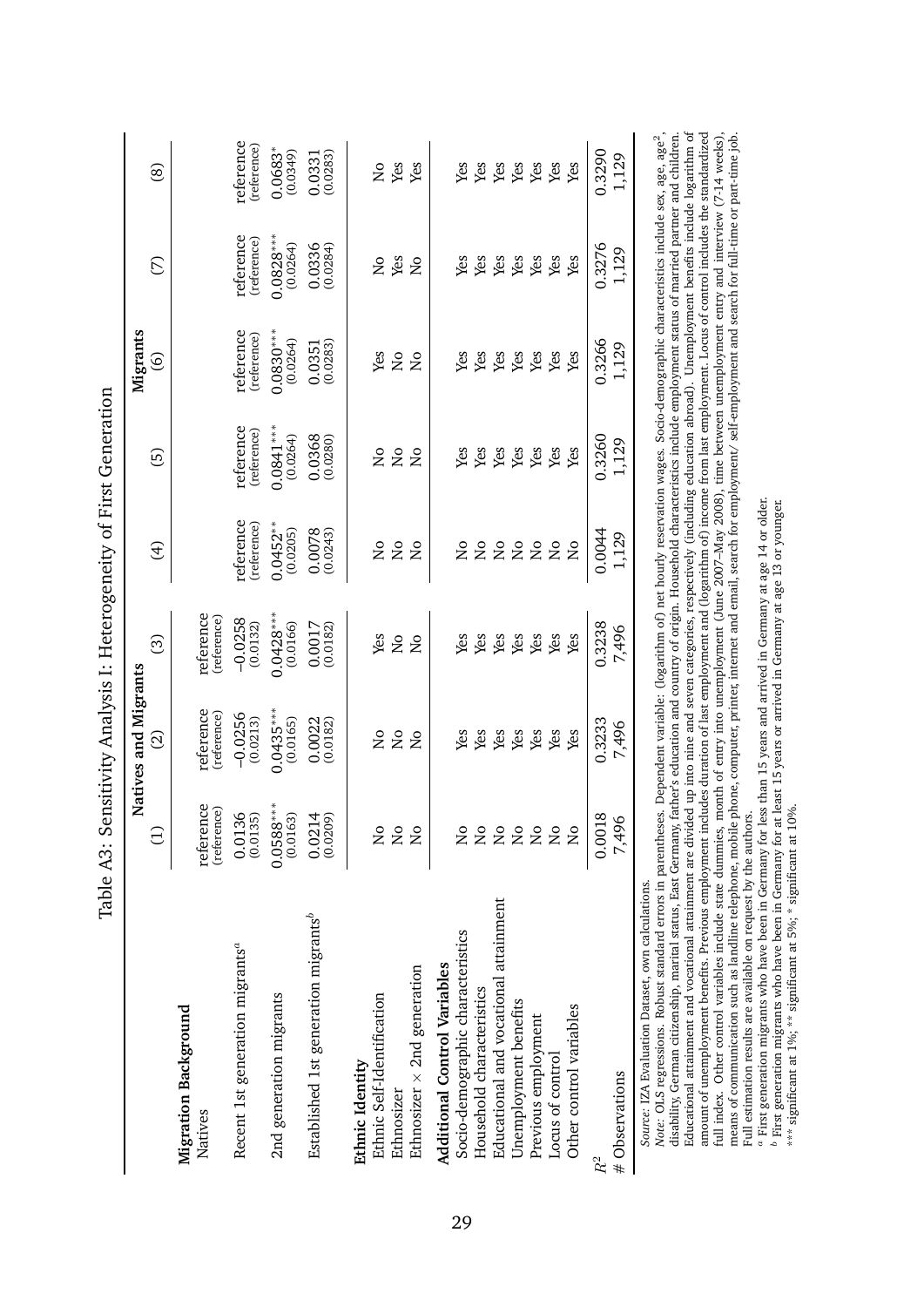# Table A3: Sensitivity Analysis I: Heterogeneity of First Generation

| | Natives and Migrants | | | Migrants | | | | |
|---|---|---|---|---|---|---|---|---|
| | (1) | (2) | (3) | (4) | (5) | (6) | (7) | (8) |
| **Migration Background** | | | | | | | | |
| Natives | reference (reference) | reference (reference) | reference (reference) | | | | | |
| Recent 1st generation migrants[a] | 0.0136 (0.0135) | −0.0256 (0.0213) | −0.0258 (0.0132) | reference (reference) | reference (reference) | reference (reference) | reference (reference) | reference (reference) |
| 2nd generation migrants | 0.0588*** (0.0163) | 0.0435*** (0.0165) | 0.0428*** (0.0166) | 0.0452** (0.0205) | 0.0841*** (0.0264) | 0.0830*** (0.0264) | 0.0828*** (0.0264) | 0.0683* (0.0349) |
| Established 1st generation migrants[b] | 0.0214 (0.0209) | 0.0022 (0.0182) | 0.0017 (0.0182) | 0.0078 (0.0243) | 0.0368 (0.0280) | 0.0351 (0.0283) | 0.0336 (0.0284) | 0.0331 (0.0283) |
| **Ethnic Identity** | | | | | | | | |
| Ethnic Self-Identification | No | No | Yes | No | No | Yes | No | No |
| Ethnosizer | No | No | No | No | No | No | Yes | Yes |
| Ethnosizer × 2nd generation | No | No | No | No | No | No | No | Yes |
| **Additional Control Variables** | | | | | | | | |
| Socio-demographic characteristics | No | Yes | Yes | No | Yes | Yes | Yes | Yes |
| Household characteristics | No | Yes | Yes | No | Yes | Yes | Yes | Yes |
| Educational and vocational attainment | No | Yes | Yes | No | Yes | Yes | Yes | Yes |
| Unemployment benefits | No | Yes | Yes | No | Yes | Yes | Yes | Yes |
| Previous employment | No | Yes | Yes | No | Yes | Yes | Yes | Yes |
| Locus of control | No | Yes | Yes | No | Yes | Yes | Yes | Yes |
| Other control variables | No | Yes | Yes | No | Yes | Yes | Yes | Yes |
| $R^2$ | 0.0018 | 0.3233 | 0.3238 | 0.0044 | 0.3260 | 0.3266 | 0.3276 | 0.3290 |
| # Observations | 7,496 | 7,496 | 7,496 | 1,129 | 1,129 | 1,129 | 1,129 | 1,129 |

*Source*: IZA Evaluation Dataset, own calculations.

*Note*: OLS regressions. Robust standard errors in parentheses. Dependent variable: (logarithm of) net hourly reservation wages. Socio-demographic characteristics include sex, age, age$^2$, disability, German citizenship, marital status, East Germany, father's education and country of origin. Household characteristics include employment status of married partner and children. Educational attainment and vocational attainment are divided up into nine and seven categories, respectively (including education abroad). Unemployment benefits include logarithm of amount of unemployment benefits. Previous employment includes duration of last employment and (logarithm of) income from last employment. Locus of control includes the standardized full index. Other control variables include state dummies, month of entry into unemployment (June 2007–May 2008), time between unemployment entry and interview (7-14 weeks), means of communication such as landline telephone, mobile phone, computer, printer, internet and email, search for employment/ self-employment and search for full-time or part-time job. Full estimation results are available on request by the authors.

[a] First generation migrants who have been in Germany for less than 15 years and arrived in Germany at age 14 or older.

[b] First generation migrants who have been in Germany for at least 15 years or arrived in Germany at age 13 or younger.

*** significant at 1%; ** significant at 5%; * significant at 10%.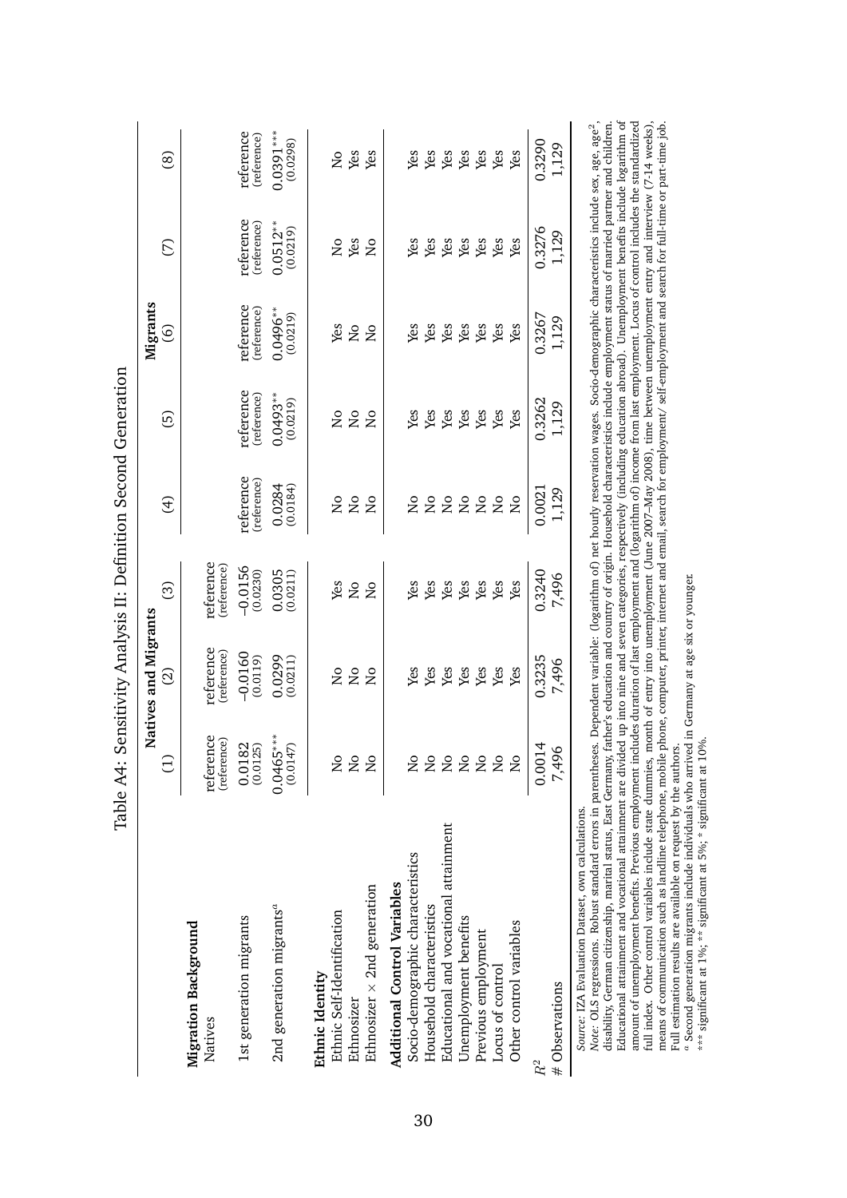# Table A4: Sensitivity Analysis II: Definition Second Generation

| | Natives and Migrants | | | Migrants | | | | |
|---|---|---|---|---|---|---|---|---|
| | (1) | (2) | (3) | (4) | (5) | (6) | (7) | (8) |
| **Migration Background** | | | | | | | | |
| Natives | reference (reference) | reference (reference) | reference (reference) | | | | | |
| 1st generation migrants | 0.0182 (0.0125) | −0.0160 (0.0119) | −0.0156 (0.0230) | reference (reference) | reference (reference) | reference (reference) | reference (reference) | reference (reference) |
| 2nd generation migrants[a] | 0.0465*** (0.0147) | 0.0299 (0.0211) | 0.0305 (0.0211) | 0.0284 (0.0184) | 0.0493** (0.0219) | 0.0496** (0.0219) | 0.0512** (0.0219) | 0.0391*** (0.0298) |
| **Ethnic Identity** | | | | | | | | |
| Ethnic Self-Identification | No | No | Yes | No | No | Yes | No | No |
| Ethnosizer | No | No | No | No | No | No | Yes | Yes |
| Ethnosizer × 2nd generation | No | No | No | No | No | No | No | Yes |
| **Additional Control Variables** | | | | | | | | |
| Socio-demographic characteristics | No | Yes | Yes | No | Yes | Yes | Yes | Yes |
| Household characteristics | No | Yes | Yes | No | Yes | Yes | Yes | Yes |
| Educational and vocational attainment | No | Yes | Yes | No | Yes | Yes | Yes | Yes |
| Unemployment benefits | No | Yes | Yes | No | Yes | Yes | Yes | Yes |
| Previous employment | No | Yes | Yes | No | Yes | Yes | Yes | Yes |
| Locus of control | No | Yes | Yes | No | Yes | Yes | Yes | Yes |
| Other control variables | No | Yes | Yes | No | Yes | Yes | Yes | Yes |
| $R^2$ | 0.0014 | 0.3235 | 0.3240 | 0.0021 | 0.3262 | 0.3267 | 0.3276 | 0.3290 |
| # Observations | 7,496 | 7,496 | 7,496 | 1,129 | 1,129 | 1,129 | 1,129 | 1,129 |

*Source:* IZA Evaluation Dataset, own calculations.

*Note:* OLS regressions. Robust standard errors in parentheses. Dependent variable: (logarithm of) net hourly reservation wages. Socio-demographic characteristics include sex, age, age$^2$, disability, German citizenship, marital status, East Germany, father's education and country of origin. Household characteristics include employment status of married partner and children. Educational attainment and vocational attainment are divided up into nine and seven categories, respectively (including education abroad). Unemployment benefits include logarithm of amount of unemployment benefits. Previous employment includes duration of last employment and (logarithm of) income from last employment. Locus of control includes the standardized full index. Other control variables include state dummies, month of entry into unemployment (June 2007–May 2008), time between unemployment entry and interview (7-14 weeks), means of communication such as landline telephone, mobile phone, computer, printer, internet and email, search for employment/ self-employment and search for full-time or part-time job. Full estimation results are available on request by the authors.

[a] Second generation migrants include individuals who arrived in Germany at age six or younger.

*** significant at 1%; ** significant at 5%; * significant at 10%.